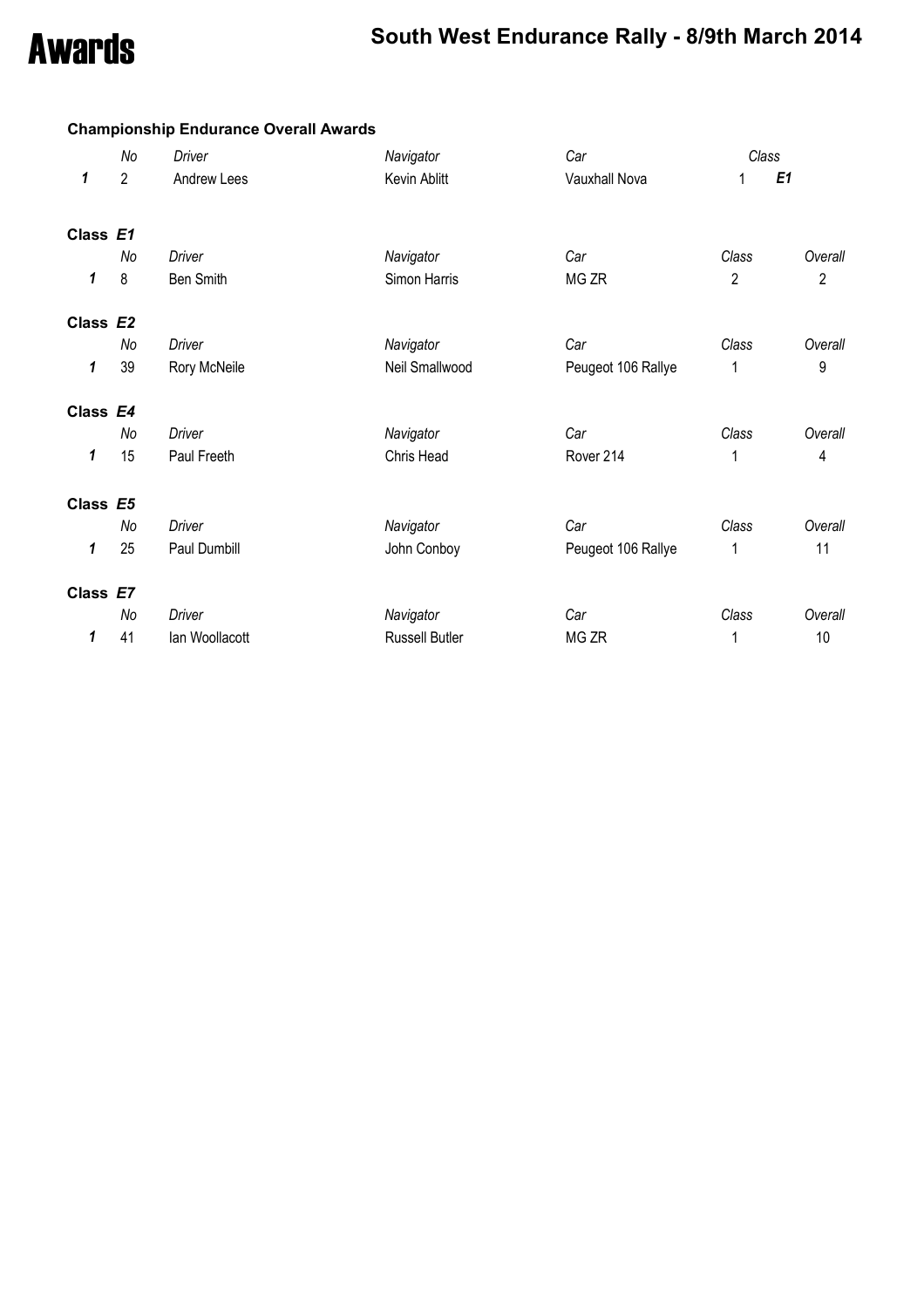# Awards

## South West Endurance Rally - 8/9th March 2014

### Championship Endurance Overall Awards

| | *No* | *Driver* | *Navigator* | *Car* | *Class* | |
|---|---|---|---|---|---|---|
| ***1*** | 2 | Andrew Lees | Kevin Ablitt | Vauxhall Nova | 1 | ***E1*** |

### Class *E1*

| | *No* | *Driver* | *Navigator* | *Car* | *Class* | *Overall* |
|---|---|---|---|---|---|---|
| ***1*** | 8 | Ben Smith | Simon Harris | MG ZR | 2 | 2 |

### Class *E2*

| | *No* | *Driver* | *Navigator* | *Car* | *Class* | *Overall* |
|---|---|---|---|---|---|---|
| ***1*** | 39 | Rory McNeile | Neil Smallwood | Peugeot 106 Rallye | 1 | 9 |

### Class *E4*

| | *No* | *Driver* | *Navigator* | *Car* | *Class* | *Overall* |
|---|---|---|---|---|---|---|
| ***1*** | 15 | Paul Freeth | Chris Head | Rover 214 | 1 | 4 |

### Class *E5*

| | *No* | *Driver* | *Navigator* | *Car* | *Class* | *Overall* |
|---|---|---|---|---|---|---|
| ***1*** | 25 | Paul Dumbill | John Conboy | Peugeot 106 Rallye | 1 | 11 |

### Class *E7*

| | *No* | *Driver* | *Navigator* | *Car* | *Class* | *Overall* |
|---|---|---|---|---|---|---|
| ***1*** | 41 | Ian Woollacott | Russell Butler | MG ZR | 1 | 10 |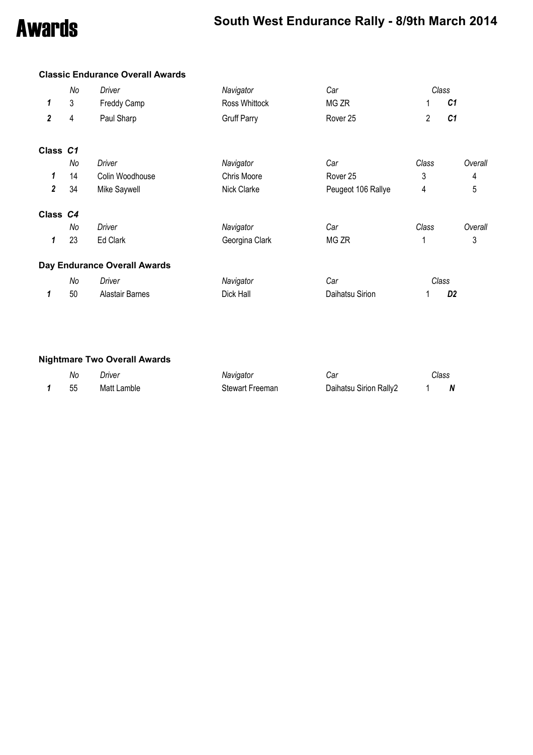# Awards

## South West Endurance Rally - 8/9th March 2014

### Classic Endurance Overall Awards

| | No | Driver | Navigator | Car | Class | |
|---|---|---|---|---|---|---|
| 1 | 3 | Freddy Camp | Ross Whittock | MG ZR | 1 | C1 |
| 2 | 4 | Paul Sharp | Gruff Parry | Rover 25 | 2 | C1 |

### Class C1

| | No | Driver | Navigator | Car | Class | Overall |
|---|---|---|---|---|---|---|
| 1 | 14 | Colin Woodhouse | Chris Moore | Rover 25 | 3 | 4 |
| 2 | 34 | Mike Saywell | Nick Clarke | Peugeot 106 Rallye | 4 | 5 |

### Class C4

| | No | Driver | Navigator | Car | Class | Overall |
|---|---|---|---|---|---|---|
| 1 | 23 | Ed Clark | Georgina Clark | MG ZR | 1 | 3 |

### Day Endurance Overall Awards

| | No | Driver | Navigator | Car | Class | |
|---|---|---|---|---|---|---|
| 1 | 50 | Alastair Barnes | Dick Hall | Daihatsu Sirion | 1 | D2 |

### Nightmare Two Overall Awards

| | No | Driver | Navigator | Car | Class | |
|---|---|---|---|---|---|---|
| 1 | 55 | Matt Lamble | Stewart Freeman | Daihatsu Sirion Rally2 | 1 | N |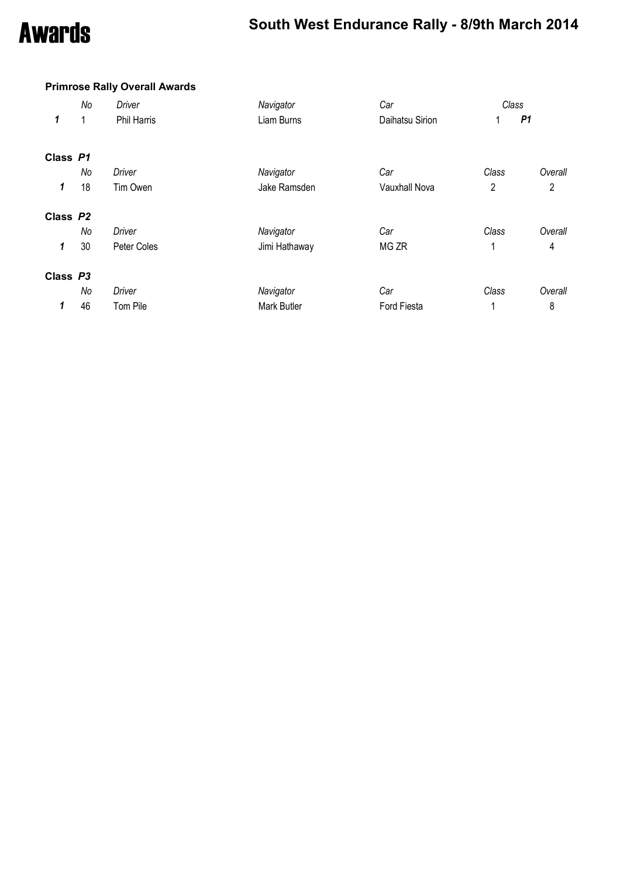# Awards

## South West Endurance Rally - 8/9th March 2014

### Primrose Rally Overall Awards

| | No | Driver | Navigator | Car | Class | |
|---|---|---|---|---|---|---|
| *1* | 1 | Phil Harris | Liam Burns | Daihatsu Sirion | 1 | *P1* |

### Class *P1*

| | No | Driver | Navigator | Car | Class | Overall |
|---|---|---|---|---|---|---|
| *1* | 18 | Tim Owen | Jake Ramsden | Vauxhall Nova | 2 | 2 |

### Class *P2*

| | No | Driver | Navigator | Car | Class | Overall |
|---|---|---|---|---|---|---|
| *1* | 30 | Peter Coles | Jimi Hathaway | MG ZR | 1 | 4 |

### Class *P3*

| | No | Driver | Navigator | Car | Class | Overall |
|---|---|---|---|---|---|---|
| *1* | 46 | Tom Pile | Mark Butler | Ford Fiesta | 1 | 8 |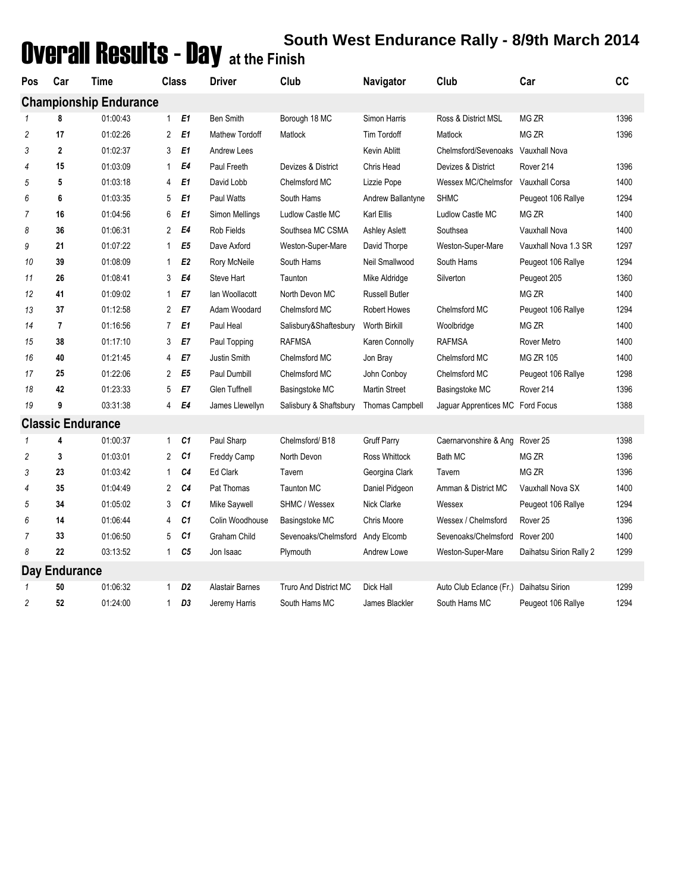# Overall Results - Day at the Finish

## South West Endurance Rally - 8/9th March 2014

| Pos | Car | Time | Class | | Driver | Club | Navigator | Club | Car | CC |
|---|---|---|---|---|---|---|---|---|---|---|
| **Championship Endurance** | | | | | | | | | | |
| 1 | 8 | 01:00:43 | 1 | E1 | Ben Smith | Borough 18 MC | Simon Harris | Ross & District MSL | MG ZR | 1396 |
| 2 | 17 | 01:02:26 | 2 | E1 | Mathew Tordoff | Matlock | Tim Tordoff | Matlock | MG ZR | 1396 |
| 3 | 2 | 01:02:37 | 3 | E1 | Andrew Lees | | Kevin Ablitt | Chelmsford/Sevenoaks | Vauxhall Nova | |
| 4 | 15 | 01:03:09 | 1 | E4 | Paul Freeth | Devizes & District | Chris Head | Devizes & District | Rover 214 | 1396 |
| 5 | 5 | 01:03:18 | 4 | E1 | David Lobb | Chelmsford MC | Lizzie Pope | Wessex MC/Chelmsfor | Vauxhall Corsa | 1400 |
| 6 | 6 | 01:03:35 | 5 | E1 | Paul Watts | South Hams | Andrew Ballantyne | SHMC | Peugeot 106 Rallye | 1294 |
| 7 | 16 | 01:04:56 | 6 | E1 | Simon Mellings | Ludlow Castle MC | Karl Ellis | Ludlow Castle MC | MG ZR | 1400 |
| 8 | 36 | 01:06:31 | 2 | E4 | Rob Fields | Southsea MC CSMA | Ashley Aslett | Southsea | Vauxhall Nova | 1400 |
| 9 | 21 | 01:07:22 | 1 | E5 | Dave Axford | Weston-Super-Mare | David Thorpe | Weston-Super-Mare | Vauxhall Nova 1.3 SR | 1297 |
| 10 | 39 | 01:08:09 | 1 | E2 | Rory McNeile | South Hams | Neil Smallwood | South Hams | Peugeot 106 Rallye | 1294 |
| 11 | 26 | 01:08:41 | 3 | E4 | Steve Hart | Taunton | Mike Aldridge | Silverton | Peugeot 205 | 1360 |
| 12 | 41 | 01:09:02 | 1 | E7 | Ian Woollacott | North Devon MC | Russell Butler | | MG ZR | 1400 |
| 13 | 37 | 01:12:58 | 2 | E7 | Adam Woodard | Chelmsford MC | Robert Howes | Chelmsford MC | Peugeot 106 Rallye | 1294 |
| 14 | 7 | 01:16:56 | 7 | E1 | Paul Heal | Salisbury&Shaftesbury | Worth Birkill | Woolbridge | MG ZR | 1400 |
| 15 | 38 | 01:17:10 | 3 | E7 | Paul Topping | RAFMSA | Karen Connolly | RAFMSA | Rover Metro | 1400 |
| 16 | 40 | 01:21:45 | 4 | E7 | Justin Smith | Chelmsford MC | Jon Bray | Chelmsford MC | MG ZR 105 | 1400 |
| 17 | 25 | 01:22:06 | 2 | E5 | Paul Dumbill | Chelmsford MC | John Conboy | Chelmsford MC | Peugeot 106 Rallye | 1298 |
| 18 | 42 | 01:23:33 | 5 | E7 | Glen Tuffnell | Basingstoke MC | Martin Street | Basingstoke MC | Rover 214 | 1396 |
| 19 | 9 | 03:31:38 | 4 | E4 | James Llewellyn | Salisbury & Shaftsbury | Thomas Campbell | Jaguar Apprentices MC | Ford Focus | 1388 |
| **Classic Endurance** | | | | | | | | | | |
| 1 | 4 | 01:00:37 | 1 | C1 | Paul Sharp | Chelmsford/ B18 | Gruff Parry | Caernarvonshire & Ang | Rover 25 | 1398 |
| 2 | 3 | 01:03:01 | 2 | C1 | Freddy Camp | North Devon | Ross Whittock | Bath MC | MG ZR | 1396 |
| 3 | 23 | 01:03:42 | 1 | C4 | Ed Clark | Tavern | Georgina Clark | Tavern | MG ZR | 1396 |
| 4 | 35 | 01:04:49 | 2 | C4 | Pat Thomas | Taunton MC | Daniel Pidgeon | Amman & District MC | Vauxhall Nova SX | 1400 |
| 5 | 34 | 01:05:02 | 3 | C1 | Mike Saywell | SHMC / Wessex | Nick Clarke | Wessex | Peugeot 106 Rallye | 1294 |
| 6 | 14 | 01:06:44 | 4 | C1 | Colin Woodhouse | Basingstoke MC | Chris Moore | Wessex / Chelmsford | Rover 25 | 1396 |
| 7 | 33 | 01:06:50 | 5 | C1 | Graham Child | Sevenoaks/Chelmsford | Andy Elcomb | Sevenoaks/Chelmsford | Rover 200 | 1400 |
| 8 | 22 | 03:13:52 | 1 | C5 | Jon Isaac | Plymouth | Andrew Lowe | Weston-Super-Mare | Daihatsu Sirion Rally 2 | 1299 |
| **Day Endurance** | | | | | | | | | | |
| 1 | 50 | 01:06:32 | 1 | D2 | Alastair Barnes | Truro And District MC | Dick Hall | Auto Club Eclance (Fr.) | Daihatsu Sirion | 1299 |
| 2 | 52 | 01:24:00 | 1 | D3 | Jeremy Harris | South Hams MC | James Blackler | South Hams MC | Peugeot 106 Rallye | 1294 |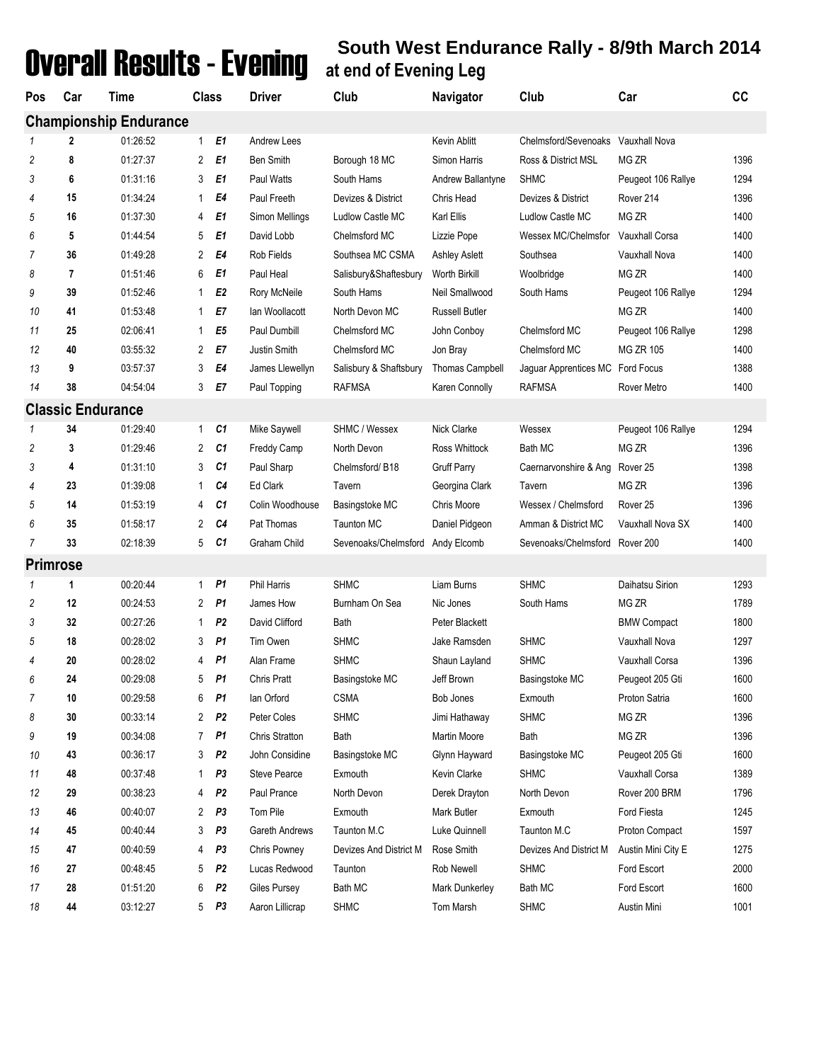# Overall Results - Evening

## South West Endurance Rally - 8/9th March 2014

### at end of Evening Leg

| Pos | Car | Time | Class | | Driver | Club | Navigator | Club | Car | CC |
|---|---|---|---|---|---|---|---|---|---|---|
| **Championship Endurance** | | | | | | | | | | |
| 1 | 2 | 01:26:52 | 1 | E1 | Andrew Lees | | Kevin Ablitt | Chelmsford/Sevenoaks | Vauxhall Nova | |
| 2 | 8 | 01:27:37 | 2 | E1 | Ben Smith | Borough 18 MC | Simon Harris | Ross & District MSL | MG ZR | 1396 |
| 3 | 6 | 01:31:16 | 3 | E1 | Paul Watts | South Hams | Andrew Ballantyne | SHMC | Peugeot 106 Rallye | 1294 |
| 4 | 15 | 01:34:24 | 1 | E4 | Paul Freeth | Devizes & District | Chris Head | Devizes & District | Rover 214 | 1396 |
| 5 | 16 | 01:37:30 | 4 | E1 | Simon Mellings | Ludlow Castle MC | Karl Ellis | Ludlow Castle MC | MG ZR | 1400 |
| 6 | 5 | 01:44:54 | 5 | E1 | David Lobb | Chelmsford MC | Lizzie Pope | Wessex MC/Chelmsfor | Vauxhall Corsa | 1400 |
| 7 | 36 | 01:49:28 | 2 | E4 | Rob Fields | Southsea MC CSMA | Ashley Aslett | Southsea | Vauxhall Nova | 1400 |
| 8 | 7 | 01:51:46 | 6 | E1 | Paul Heal | Salisbury&Shaftesbury | Worth Birkill | Woolbridge | MG ZR | 1400 |
| 9 | 39 | 01:52:46 | 1 | E2 | Rory McNeile | South Hams | Neil Smallwood | South Hams | Peugeot 106 Rallye | 1294 |
| 10 | 41 | 01:53:48 | 1 | E7 | Ian Woollacott | North Devon MC | Russell Butler | | MG ZR | 1400 |
| 11 | 25 | 02:06:41 | 1 | E5 | Paul Dumbill | Chelmsford MC | John Conboy | Chelmsford MC | Peugeot 106 Rallye | 1298 |
| 12 | 40 | 03:55:32 | 2 | E7 | Justin Smith | Chelmsford MC | Jon Bray | Chelmsford MC | MG ZR 105 | 1400 |
| 13 | 9 | 03:57:37 | 3 | E4 | James Llewellyn | Salisbury & Shaftsbury | Thomas Campbell | Jaguar Apprentices MC | Ford Focus | 1388 |
| 14 | 38 | 04:54:04 | 3 | E7 | Paul Topping | RAFMSA | Karen Connolly | RAFMSA | Rover Metro | 1400 |
| **Classic Endurance** | | | | | | | | | | |
| 1 | 34 | 01:29:40 | 1 | C1 | Mike Saywell | SHMC / Wessex | Nick Clarke | Wessex | Peugeot 106 Rallye | 1294 |
| 2 | 3 | 01:29:46 | 2 | C1 | Freddy Camp | North Devon | Ross Whittock | Bath MC | MG ZR | 1396 |
| 3 | 4 | 01:31:10 | 3 | C1 | Paul Sharp | Chelmsford/ B18 | Gruff Parry | Caernarvonshire & Ang | Rover 25 | 1398 |
| 4 | 23 | 01:39:08 | 1 | C4 | Ed Clark | Tavern | Georgina Clark | Tavern | MG ZR | 1396 |
| 5 | 14 | 01:53:19 | 4 | C1 | Colin Woodhouse | Basingstoke MC | Chris Moore | Wessex / Chelmsford | Rover 25 | 1396 |
| 6 | 35 | 01:58:17 | 2 | C4 | Pat Thomas | Taunton MC | Daniel Pidgeon | Amman & District MC | Vauxhall Nova SX | 1400 |
| 7 | 33 | 02:18:39 | 5 | C1 | Graham Child | Sevenoaks/Chelmsford | Andy Elcomb | Sevenoaks/Chelmsford | Rover 200 | 1400 |
| **Primrose** | | | | | | | | | | |
| 1 | 1 | 00:20:44 | 1 | P1 | Phil Harris | SHMC | Liam Burns | SHMC | Daihatsu Sirion | 1293 |
| 2 | 12 | 00:24:53 | 2 | P1 | James How | Burnham On Sea | Nic Jones | South Hams | MG ZR | 1789 |
| 3 | 32 | 00:27:26 | 1 | P2 | David Clifford | Bath | Peter Blackett | | BMW Compact | 1800 |
| 5 | 18 | 00:28:02 | 3 | P1 | Tim Owen | SHMC | Jake Ramsden | SHMC | Vauxhall Nova | 1297 |
| 4 | 20 | 00:28:02 | 4 | P1 | Alan Frame | SHMC | Shaun Layland | SHMC | Vauxhall Corsa | 1396 |
| 6 | 24 | 00:29:08 | 5 | P1 | Chris Pratt | Basingstoke MC | Jeff Brown | Basingstoke MC | Peugeot 205 Gti | 1600 |
| 7 | 10 | 00:29:58 | 6 | P1 | Ian Orford | CSMA | Bob Jones | Exmouth | Proton Satria | 1600 |
| 8 | 30 | 00:33:14 | 2 | P2 | Peter Coles | SHMC | Jimi Hathaway | SHMC | MG ZR | 1396 |
| 9 | 19 | 00:34:08 | 7 | P1 | Chris Stratton | Bath | Martin Moore | Bath | MG ZR | 1396 |
| 10 | 43 | 00:36:17 | 3 | P2 | John Considine | Basingstoke MC | Glynn Hayward | Basingstoke MC | Peugeot 205 Gti | 1600 |
| 11 | 48 | 00:37:48 | 1 | P3 | Steve Pearce | Exmouth | Kevin Clarke | SHMC | Vauxhall Corsa | 1389 |
| 12 | 29 | 00:38:23 | 4 | P2 | Paul Prance | North Devon | Derek Drayton | North Devon | Rover 200 BRM | 1796 |
| 13 | 46 | 00:40:07 | 2 | P3 | Tom Pile | Exmouth | Mark Butler | Exmouth | Ford Fiesta | 1245 |
| 14 | 45 | 00:40:44 | 3 | P3 | Gareth Andrews | Taunton M.C | Luke Quinnell | Taunton M.C | Proton Compact | 1597 |
| 15 | 47 | 00:40:59 | 4 | P3 | Chris Powney | Devizes And District M | Rose Smith | Devizes And District M | Austin Mini City E | 1275 |
| 16 | 27 | 00:48:45 | 5 | P2 | Lucas Redwood | Taunton | Rob Newell | SHMC | Ford Escort | 2000 |
| 17 | 28 | 01:51:20 | 6 | P2 | Giles Pursey | Bath MC | Mark Dunkerley | Bath MC | Ford Escort | 1600 |
| 18 | 44 | 03:12:27 | 5 | P3 | Aaron Lillicrap | SHMC | Tom Marsh | SHMC | Austin Mini | 1001 |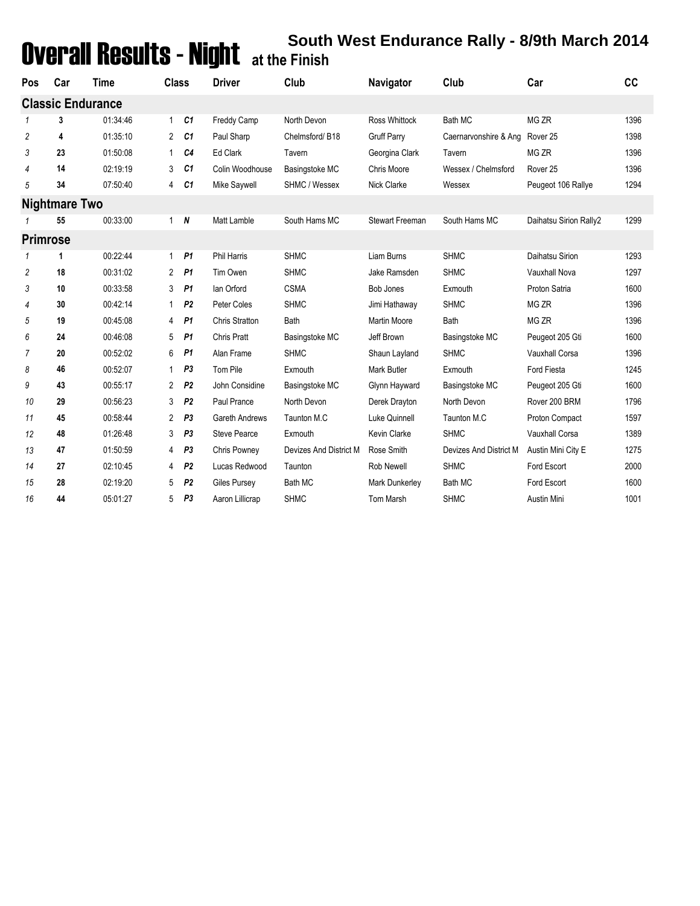# Overall Results - Night at the Finish

## South West Endurance Rally - 8/9th March 2014

| Pos | Car | Time | Class | | Driver | Club | Navigator | Club | Car | CC |
|---|---|---|---|---|---|---|---|---|---|---|
| **Classic Endurance** | | | | | | | | | | |
| 1 | 3 | 01:34:46 | 1 | C1 | Freddy Camp | North Devon | Ross Whittock | Bath MC | MG ZR | 1396 |
| 2 | 4 | 01:35:10 | 2 | C1 | Paul Sharp | Chelmsford/ B18 | Gruff Parry | Caernarvonshire & Ang | Rover 25 | 1398 |
| 3 | 23 | 01:50:08 | 1 | C4 | Ed Clark | Tavern | Georgina Clark | Tavern | MG ZR | 1396 |
| 4 | 14 | 02:19:19 | 3 | C1 | Colin Woodhouse | Basingstoke MC | Chris Moore | Wessex / Chelmsford | Rover 25 | 1396 |
| 5 | 34 | 07:50:40 | 4 | C1 | Mike Saywell | SHMC / Wessex | Nick Clarke | Wessex | Peugeot 106 Rallye | 1294 |
| **Nightmare Two** | | | | | | | | | | |
| 1 | 55 | 00:33:00 | 1 | N | Matt Lamble | South Hams MC | Stewart Freeman | South Hams MC | Daihatsu Sirion Rally2 | 1299 |
| **Primrose** | | | | | | | | | | |
| 1 | 1 | 00:22:44 | 1 | P1 | Phil Harris | SHMC | Liam Burns | SHMC | Daihatsu Sirion | 1293 |
| 2 | 18 | 00:31:02 | 2 | P1 | Tim Owen | SHMC | Jake Ramsden | SHMC | Vauxhall Nova | 1297 |
| 3 | 10 | 00:33:58 | 3 | P1 | Ian Orford | CSMA | Bob Jones | Exmouth | Proton Satria | 1600 |
| 4 | 30 | 00:42:14 | 1 | P2 | Peter Coles | SHMC | Jimi Hathaway | SHMC | MG ZR | 1396 |
| 5 | 19 | 00:45:08 | 4 | P1 | Chris Stratton | Bath | Martin Moore | Bath | MG ZR | 1396 |
| 6 | 24 | 00:46:08 | 5 | P1 | Chris Pratt | Basingstoke MC | Jeff Brown | Basingstoke MC | Peugeot 205 Gti | 1600 |
| 7 | 20 | 00:52:02 | 6 | P1 | Alan Frame | SHMC | Shaun Layland | SHMC | Vauxhall Corsa | 1396 |
| 8 | 46 | 00:52:07 | 1 | P3 | Tom Pile | Exmouth | Mark Butler | Exmouth | Ford Fiesta | 1245 |
| 9 | 43 | 00:55:17 | 2 | P2 | John Considine | Basingstoke MC | Glynn Hayward | Basingstoke MC | Peugeot 205 Gti | 1600 |
| 10 | 29 | 00:56:23 | 3 | P2 | Paul Prance | North Devon | Derek Drayton | North Devon | Rover 200 BRM | 1796 |
| 11 | 45 | 00:58:44 | 2 | P3 | Gareth Andrews | Taunton M.C | Luke Quinnell | Taunton M.C | Proton Compact | 1597 |
| 12 | 48 | 01:26:48 | 3 | P3 | Steve Pearce | Exmouth | Kevin Clarke | SHMC | Vauxhall Corsa | 1389 |
| 13 | 47 | 01:50:59 | 4 | P3 | Chris Powney | Devizes And District M | Rose Smith | Devizes And District M | Austin Mini City E | 1275 |
| 14 | 27 | 02:10:45 | 4 | P2 | Lucas Redwood | Taunton | Rob Newell | SHMC | Ford Escort | 2000 |
| 15 | 28 | 02:19:20 | 5 | P2 | Giles Pursey | Bath MC | Mark Dunkerley | Bath MC | Ford Escort | 1600 |
| 16 | 44 | 05:01:27 | 5 | P3 | Aaron Lillicrap | SHMC | Tom Marsh | SHMC | Austin Mini | 1001 |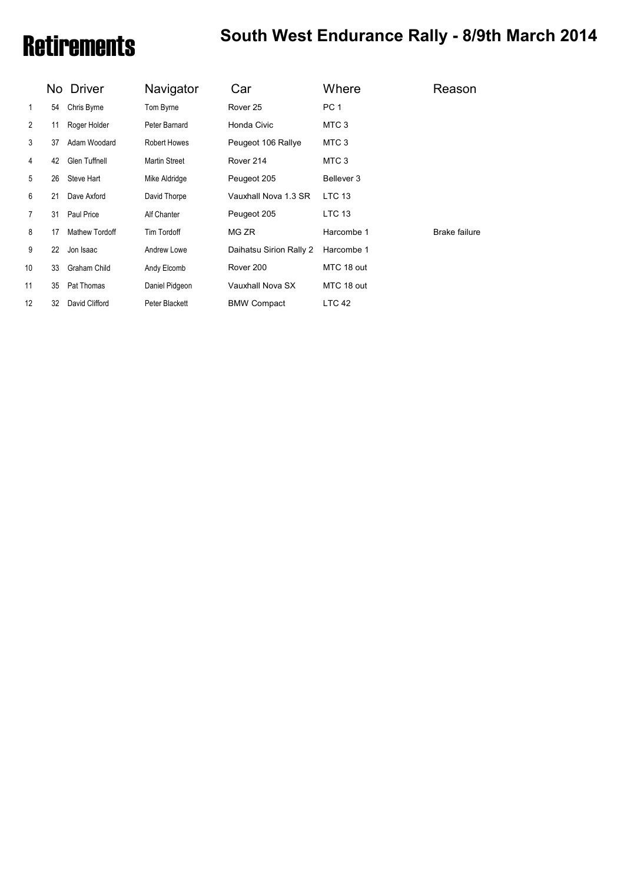# Retirements

## South West Endurance Rally - 8/9th March 2014

| | No | Driver | Navigator | Car | Where | Reason |
|---|---|---|---|---|---|---|
| 1 | 54 | Chris Byrne | Tom Byrne | Rover 25 | PC 1 | |
| 2 | 11 | Roger Holder | Peter Barnard | Honda Civic | MTC 3 | |
| 3 | 37 | Adam Woodard | Robert Howes | Peugeot 106 Rallye | MTC 3 | |
| 4 | 42 | Glen Tuffnell | Martin Street | Rover 214 | MTC 3 | |
| 5 | 26 | Steve Hart | Mike Aldridge | Peugeot 205 | Bellever 3 | |
| 6 | 21 | Dave Axford | David Thorpe | Vauxhall Nova 1.3 SR | LTC 13 | |
| 7 | 31 | Paul Price | Alf Chanter | Peugeot 205 | LTC 13 | |
| 8 | 17 | Mathew Tordoff | Tim Tordoff | MG ZR | Harcombe 1 | Brake failure |
| 9 | 22 | Jon Isaac | Andrew Lowe | Daihatsu Sirion Rally 2 | Harcombe 1 | |
| 10 | 33 | Graham Child | Andy Elcomb | Rover 200 | MTC 18 out | |
| 11 | 35 | Pat Thomas | Daniel Pidgeon | Vauxhall Nova SX | MTC 18 out | |
| 12 | 32 | David Clifford | Peter Blackett | BMW Compact | LTC 42 | |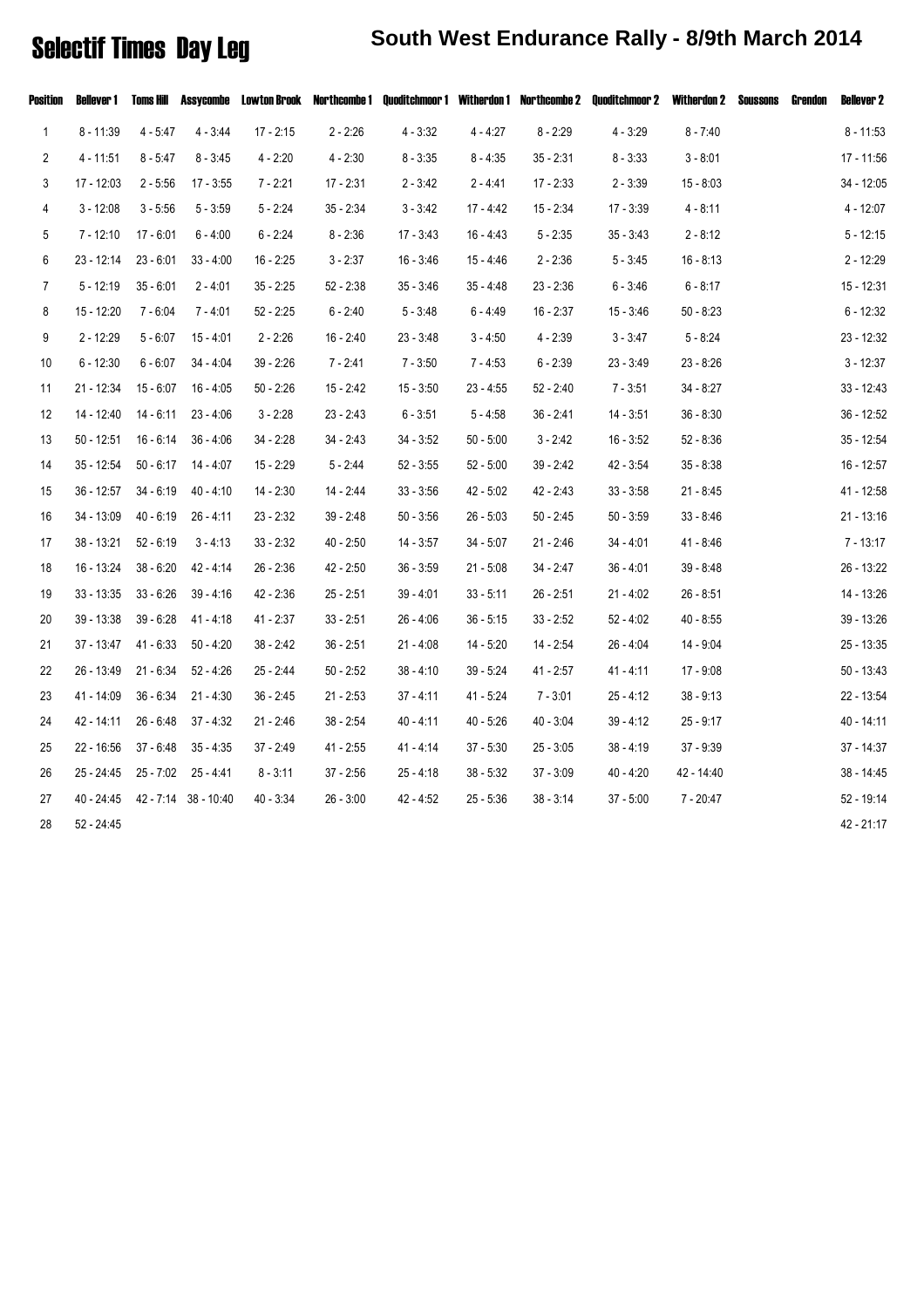# Selectif Times Day Leg

## South West Endurance Rally - 8/9th March 2014

| Position | Bellever 1 | Toms Hill | Assycombe | Lowton Brook | Northcombe 1 | Quoditchmoor 1 | Witherdon 1 | Northcombe 2 | Quoditchmoor 2 | Witherdon 2 | Soussons | Grendon | Bellever 2 |
|---|---|---|---|---|---|---|---|---|---|---|---|---|---|
| 1 | 8 - 11:39 | 4 - 5:47 | 4 - 3:44 | 17 - 2:15 | 2 - 2:26 | 4 - 3:32 | 4 - 4:27 | 8 - 2:29 | 4 - 3:29 | 8 - 7:40 | | | 8 - 11:53 |
| 2 | 4 - 11:51 | 8 - 5:47 | 8 - 3:45 | 4 - 2:20 | 4 - 2:30 | 8 - 3:35 | 8 - 4:35 | 35 - 2:31 | 8 - 3:33 | 3 - 8:01 | | | 17 - 11:56 |
| 3 | 17 - 12:03 | 2 - 5:56 | 17 - 3:55 | 7 - 2:21 | 17 - 2:31 | 2 - 3:42 | 2 - 4:41 | 17 - 2:33 | 2 - 3:39 | 15 - 8:03 | | | 34 - 12:05 |
| 4 | 3 - 12:08 | 3 - 5:56 | 5 - 3:59 | 5 - 2:24 | 35 - 2:34 | 3 - 3:42 | 17 - 4:42 | 15 - 2:34 | 17 - 3:39 | 4 - 8:11 | | | 4 - 12:07 |
| 5 | 7 - 12:10 | 17 - 6:01 | 6 - 4:00 | 6 - 2:24 | 8 - 2:36 | 17 - 3:43 | 16 - 4:43 | 5 - 2:35 | 35 - 3:43 | 2 - 8:12 | | | 5 - 12:15 |
| 6 | 23 - 12:14 | 23 - 6:01 | 33 - 4:00 | 16 - 2:25 | 3 - 2:37 | 16 - 3:46 | 15 - 4:46 | 2 - 2:36 | 5 - 3:45 | 16 - 8:13 | | | 2 - 12:29 |
| 7 | 5 - 12:19 | 35 - 6:01 | 2 - 4:01 | 35 - 2:25 | 52 - 2:38 | 35 - 3:46 | 35 - 4:48 | 23 - 2:36 | 6 - 3:46 | 6 - 8:17 | | | 15 - 12:31 |
| 8 | 15 - 12:20 | 7 - 6:04 | 7 - 4:01 | 52 - 2:25 | 6 - 2:40 | 5 - 3:48 | 6 - 4:49 | 16 - 2:37 | 15 - 3:46 | 50 - 8:23 | | | 6 - 12:32 |
| 9 | 2 - 12:29 | 5 - 6:07 | 15 - 4:01 | 2 - 2:26 | 16 - 2:40 | 23 - 3:48 | 3 - 4:50 | 4 - 2:39 | 3 - 3:47 | 5 - 8:24 | | | 23 - 12:32 |
| 10 | 6 - 12:30 | 6 - 6:07 | 34 - 4:04 | 39 - 2:26 | 7 - 2:41 | 7 - 3:50 | 7 - 4:53 | 6 - 2:39 | 23 - 3:49 | 23 - 8:26 | | | 3 - 12:37 |
| 11 | 21 - 12:34 | 15 - 6:07 | 16 - 4:05 | 50 - 2:26 | 15 - 2:42 | 15 - 3:50 | 23 - 4:55 | 52 - 2:40 | 7 - 3:51 | 34 - 8:27 | | | 33 - 12:43 |
| 12 | 14 - 12:40 | 14 - 6:11 | 23 - 4:06 | 3 - 2:28 | 23 - 2:43 | 6 - 3:51 | 5 - 4:58 | 36 - 2:41 | 14 - 3:51 | 36 - 8:30 | | | 36 - 12:52 |
| 13 | 50 - 12:51 | 16 - 6:14 | 36 - 4:06 | 34 - 2:28 | 34 - 2:43 | 34 - 3:52 | 50 - 5:00 | 3 - 2:42 | 16 - 3:52 | 52 - 8:36 | | | 35 - 12:54 |
| 14 | 35 - 12:54 | 50 - 6:17 | 14 - 4:07 | 15 - 2:29 | 5 - 2:44 | 52 - 3:55 | 52 - 5:00 | 39 - 2:42 | 42 - 3:54 | 35 - 8:38 | | | 16 - 12:57 |
| 15 | 36 - 12:57 | 34 - 6:19 | 40 - 4:10 | 14 - 2:30 | 14 - 2:44 | 33 - 3:56 | 42 - 5:02 | 42 - 2:43 | 33 - 3:58 | 21 - 8:45 | | | 41 - 12:58 |
| 16 | 34 - 13:09 | 40 - 6:19 | 26 - 4:11 | 23 - 2:32 | 39 - 2:48 | 50 - 3:56 | 26 - 5:03 | 50 - 2:45 | 50 - 3:59 | 33 - 8:46 | | | 21 - 13:16 |
| 17 | 38 - 13:21 | 52 - 6:19 | 3 - 4:13 | 33 - 2:32 | 40 - 2:50 | 14 - 3:57 | 34 - 5:07 | 21 - 2:46 | 34 - 4:01 | 41 - 8:46 | | | 7 - 13:17 |
| 18 | 16 - 13:24 | 38 - 6:20 | 42 - 4:14 | 26 - 2:36 | 42 - 2:50 | 36 - 3:59 | 21 - 5:08 | 34 - 2:47 | 36 - 4:01 | 39 - 8:48 | | | 26 - 13:22 |
| 19 | 33 - 13:35 | 33 - 6:26 | 39 - 4:16 | 42 - 2:36 | 25 - 2:51 | 39 - 4:01 | 33 - 5:11 | 26 - 2:51 | 21 - 4:02 | 26 - 8:51 | | | 14 - 13:26 |
| 20 | 39 - 13:38 | 39 - 6:28 | 41 - 4:18 | 41 - 2:37 | 33 - 2:51 | 26 - 4:06 | 36 - 5:15 | 33 - 2:52 | 52 - 4:02 | 40 - 8:55 | | | 39 - 13:26 |
| 21 | 37 - 13:47 | 41 - 6:33 | 50 - 4:20 | 38 - 2:42 | 36 - 2:51 | 21 - 4:08 | 14 - 5:20 | 14 - 2:54 | 26 - 4:04 | 14 - 9:04 | | | 25 - 13:35 |
| 22 | 26 - 13:49 | 21 - 6:34 | 52 - 4:26 | 25 - 2:44 | 50 - 2:52 | 38 - 4:10 | 39 - 5:24 | 41 - 2:57 | 41 - 4:11 | 17 - 9:08 | | | 50 - 13:43 |
| 23 | 41 - 14:09 | 36 - 6:34 | 21 - 4:30 | 36 - 2:45 | 21 - 2:53 | 37 - 4:11 | 41 - 5:24 | 7 - 3:01 | 25 - 4:12 | 38 - 9:13 | | | 22 - 13:54 |
| 24 | 42 - 14:11 | 26 - 6:48 | 37 - 4:32 | 21 - 2:46 | 38 - 2:54 | 40 - 4:11 | 40 - 5:26 | 40 - 3:04 | 39 - 4:12 | 25 - 9:17 | | | 40 - 14:11 |
| 25 | 22 - 16:56 | 37 - 6:48 | 35 - 4:35 | 37 - 2:49 | 41 - 2:55 | 41 - 4:14 | 37 - 5:30 | 25 - 3:05 | 38 - 4:19 | 37 - 9:39 | | | 37 - 14:37 |
| 26 | 25 - 24:45 | 25 - 7:02 | 25 - 4:41 | 8 - 3:11 | 37 - 2:56 | 25 - 4:18 | 38 - 5:32 | 37 - 3:09 | 40 - 4:20 | 42 - 14:40 | | | 38 - 14:45 |
| 27 | 40 - 24:45 | 42 - 7:14 | 38 - 10:40 | 40 - 3:34 | 26 - 3:00 | 42 - 4:52 | 25 - 5:36 | 38 - 3:14 | 37 - 5:00 | 7 - 20:47 | | | 52 - 19:14 |
| 28 | 52 - 24:45 | | | | | | | | | | | | 42 - 21:17 |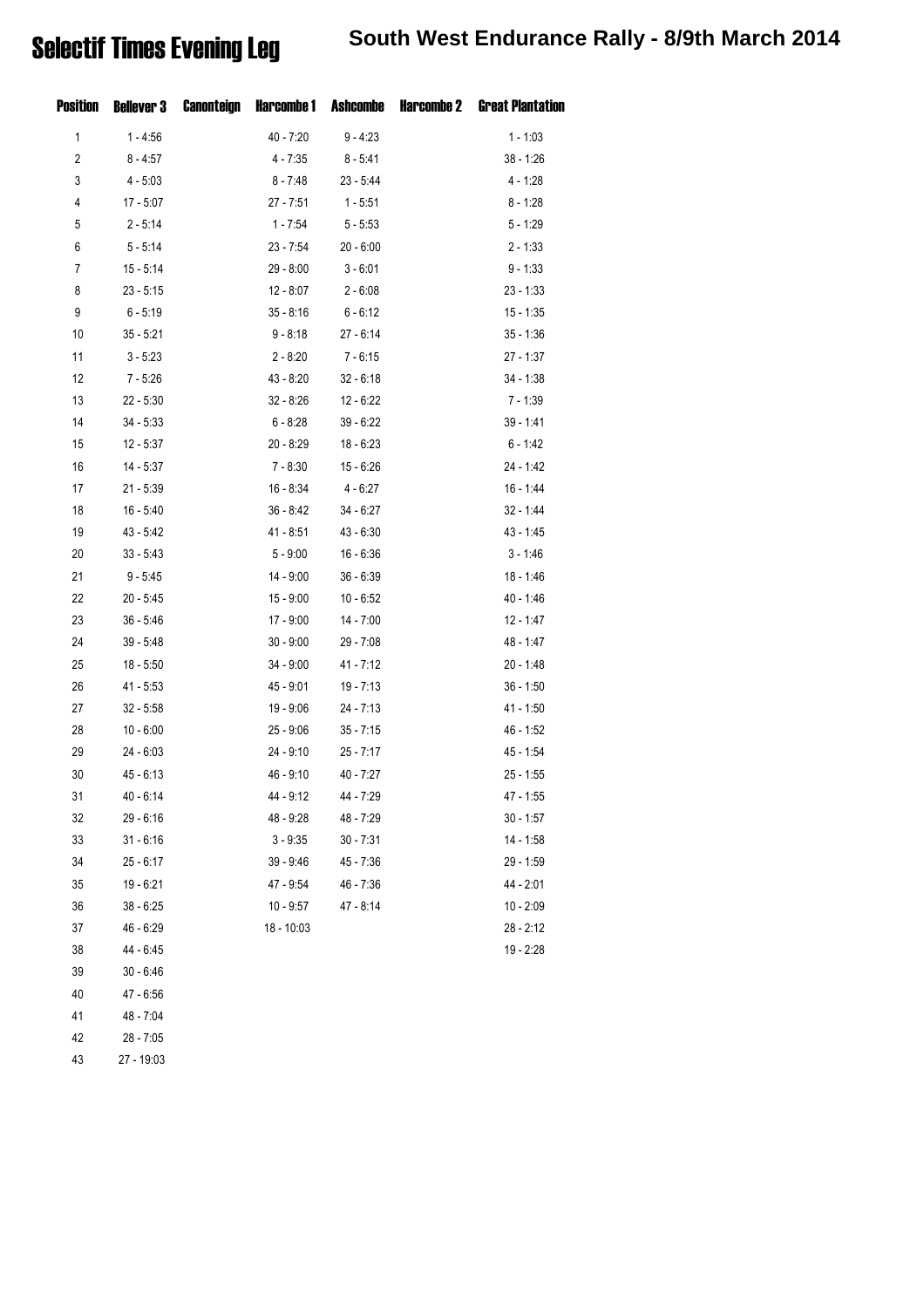# Selectif Times Evening Leg

## South West Endurance Rally - 8/9th March 2014

| Position | Bellever 3 | Canonteign | Harcombe 1 | Ashcombe | Harcombe 2 | Great Plantation |
|---|---|---|---|---|---|---|
| 1 | 1 - 4:56 | | 40 - 7:20 | 9 - 4:23 | | 1 - 1:03 |
| 2 | 8 - 4:57 | | 4 - 7:35 | 8 - 5:41 | | 38 - 1:26 |
| 3 | 4 - 5:03 | | 8 - 7:48 | 23 - 5:44 | | 4 - 1:28 |
| 4 | 17 - 5:07 | | 27 - 7:51 | 1 - 5:51 | | 8 - 1:28 |
| 5 | 2 - 5:14 | | 1 - 7:54 | 5 - 5:53 | | 5 - 1:29 |
| 6 | 5 - 5:14 | | 23 - 7:54 | 20 - 6:00 | | 2 - 1:33 |
| 7 | 15 - 5:14 | | 29 - 8:00 | 3 - 6:01 | | 9 - 1:33 |
| 8 | 23 - 5:15 | | 12 - 8:07 | 2 - 6:08 | | 23 - 1:33 |
| 9 | 6 - 5:19 | | 35 - 8:16 | 6 - 6:12 | | 15 - 1:35 |
| 10 | 35 - 5:21 | | 9 - 8:18 | 27 - 6:14 | | 35 - 1:36 |
| 11 | 3 - 5:23 | | 2 - 8:20 | 7 - 6:15 | | 27 - 1:37 |
| 12 | 7 - 5:26 | | 43 - 8:20 | 32 - 6:18 | | 34 - 1:38 |
| 13 | 22 - 5:30 | | 32 - 8:26 | 12 - 6:22 | | 7 - 1:39 |
| 14 | 34 - 5:33 | | 6 - 8:28 | 39 - 6:22 | | 39 - 1:41 |
| 15 | 12 - 5:37 | | 20 - 8:29 | 18 - 6:23 | | 6 - 1:42 |
| 16 | 14 - 5:37 | | 7 - 8:30 | 15 - 6:26 | | 24 - 1:42 |
| 17 | 21 - 5:39 | | 16 - 8:34 | 4 - 6:27 | | 16 - 1:44 |
| 18 | 16 - 5:40 | | 36 - 8:42 | 34 - 6:27 | | 32 - 1:44 |
| 19 | 43 - 5:42 | | 41 - 8:51 | 43 - 6:30 | | 43 - 1:45 |
| 20 | 33 - 5:43 | | 5 - 9:00 | 16 - 6:36 | | 3 - 1:46 |
| 21 | 9 - 5:45 | | 14 - 9:00 | 36 - 6:39 | | 18 - 1:46 |
| 22 | 20 - 5:45 | | 15 - 9:00 | 10 - 6:52 | | 40 - 1:46 |
| 23 | 36 - 5:46 | | 17 - 9:00 | 14 - 7:00 | | 12 - 1:47 |
| 24 | 39 - 5:48 | | 30 - 9:00 | 29 - 7:08 | | 48 - 1:47 |
| 25 | 18 - 5:50 | | 34 - 9:00 | 41 - 7:12 | | 20 - 1:48 |
| 26 | 41 - 5:53 | | 45 - 9:01 | 19 - 7:13 | | 36 - 1:50 |
| 27 | 32 - 5:58 | | 19 - 9:06 | 24 - 7:13 | | 41 - 1:50 |
| 28 | 10 - 6:00 | | 25 - 9:06 | 35 - 7:15 | | 46 - 1:52 |
| 29 | 24 - 6:03 | | 24 - 9:10 | 25 - 7:17 | | 45 - 1:54 |
| 30 | 45 - 6:13 | | 46 - 9:10 | 40 - 7:27 | | 25 - 1:55 |
| 31 | 40 - 6:14 | | 44 - 9:12 | 44 - 7:29 | | 47 - 1:55 |
| 32 | 29 - 6:16 | | 48 - 9:28 | 48 - 7:29 | | 30 - 1:57 |
| 33 | 31 - 6:16 | | 3 - 9:35 | 30 - 7:31 | | 14 - 1:58 |
| 34 | 25 - 6:17 | | 39 - 9:46 | 45 - 7:36 | | 29 - 1:59 |
| 35 | 19 - 6:21 | | 47 - 9:54 | 46 - 7:36 | | 44 - 2:01 |
| 36 | 38 - 6:25 | | 10 - 9:57 | 47 - 8:14 | | 10 - 2:09 |
| 37 | 46 - 6:29 | | 18 - 10:03 | | | 28 - 2:12 |
| 38 | 44 - 6:45 | | | | | 19 - 2:28 |
| 39 | 30 - 6:46 | | | | | |
| 40 | 47 - 6:56 | | | | | |
| 41 | 48 - 7:04 | | | | | |
| 42 | 28 - 7:05 | | | | | |
| 43 | 27 - 19:03 | | | | | |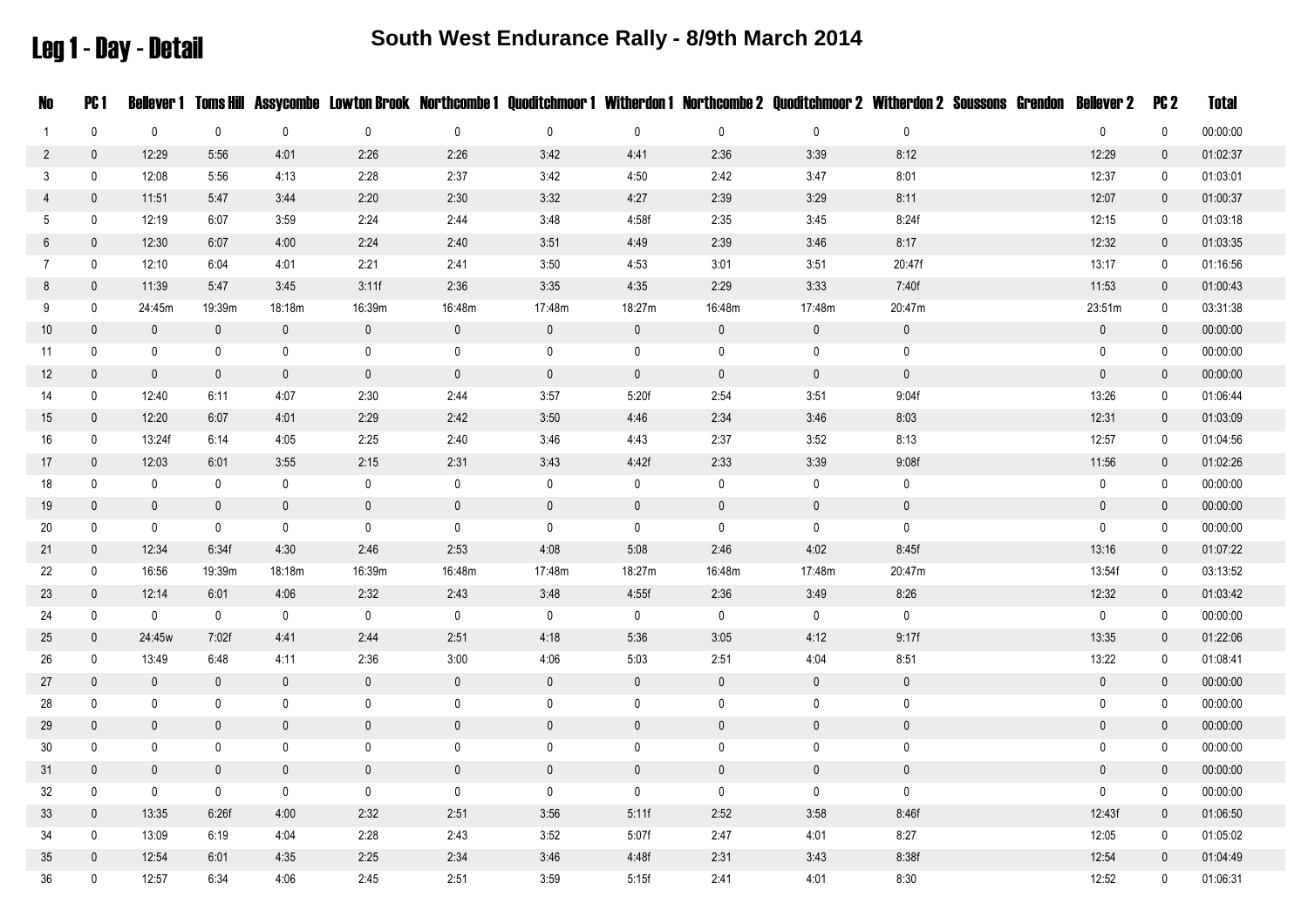# Leg 1 - Day - Detail

## South West Endurance Rally - 8/9th March 2014

| No | PC 1 | Bellever 1 | Toms Hill | Assycombe | Lowton Brook | Northcombe 1 | Quoditchmoor 1 | Witherdon 1 | Northcombe 2 | Quoditchmoor 2 | Witherdon 2 | Soussons | Grendon | Bellever 2 | PC 2 | Total |
|---|---|---|---|---|---|---|---|---|---|---|---|---|---|---|---|---|
| 1 | 0 | 0 | 0 | 0 | 0 | 0 | 0 | 0 | 0 | 0 | 0 | | | 0 | 0 | 00:00:00 |
| 2 | 0 | 12:29 | 5:56 | 4:01 | 2:26 | 2:26 | 3:42 | 4:41 | 2:36 | 3:39 | 8:12 | | | 12:29 | 0 | 01:02:37 |
| 3 | 0 | 12:08 | 5:56 | 4:13 | 2:28 | 2:37 | 3:42 | 4:50 | 2:42 | 3:47 | 8:01 | | | 12:37 | 0 | 01:03:01 |
| 4 | 0 | 11:51 | 5:47 | 3:44 | 2:20 | 2:30 | 3:32 | 4:27 | 2:39 | 3:29 | 8:11 | | | 12:07 | 0 | 01:00:37 |
| 5 | 0 | 12:19 | 6:07 | 3:59 | 2:24 | 2:44 | 3:48 | 4:58f | 2:35 | 3:45 | 8:24f | | | 12:15 | 0 | 01:03:18 |
| 6 | 0 | 12:30 | 6:07 | 4:00 | 2:24 | 2:40 | 3:51 | 4:49 | 2:39 | 3:46 | 8:17 | | | 12:32 | 0 | 01:03:35 |
| 7 | 0 | 12:10 | 6:04 | 4:01 | 2:21 | 2:41 | 3:50 | 4:53 | 3:01 | 3:51 | 20:47f | | | 13:17 | 0 | 01:16:56 |
| 8 | 0 | 11:39 | 5:47 | 3:45 | 3:11f | 2:36 | 3:35 | 4:35 | 2:29 | 3:33 | 7:40f | | | 11:53 | 0 | 01:00:43 |
| 9 | 0 | 24:45m | 19:39m | 18:18m | 16:39m | 16:48m | 17:48m | 18:27m | 16:48m | 17:48m | 20:47m | | | 23:51m | 0 | 03:31:38 |
| 10 | 0 | 0 | 0 | 0 | 0 | 0 | 0 | 0 | 0 | 0 | 0 | | | 0 | 0 | 00:00:00 |
| 11 | 0 | 0 | 0 | 0 | 0 | 0 | 0 | 0 | 0 | 0 | 0 | | | 0 | 0 | 00:00:00 |
| 12 | 0 | 0 | 0 | 0 | 0 | 0 | 0 | 0 | 0 | 0 | 0 | | | 0 | 0 | 00:00:00 |
| 14 | 0 | 12:40 | 6:11 | 4:07 | 2:30 | 2:44 | 3:57 | 5:20f | 2:54 | 3:51 | 9:04f | | | 13:26 | 0 | 01:06:44 |
| 15 | 0 | 12:20 | 6:07 | 4:01 | 2:29 | 2:42 | 3:50 | 4:46 | 2:34 | 3:46 | 8:03 | | | 12:31 | 0 | 01:03:09 |
| 16 | 0 | 13:24f | 6:14 | 4:05 | 2:25 | 2:40 | 3:46 | 4:43 | 2:37 | 3:52 | 8:13 | | | 12:57 | 0 | 01:04:56 |
| 17 | 0 | 12:03 | 6:01 | 3:55 | 2:15 | 2:31 | 3:43 | 4:42f | 2:33 | 3:39 | 9:08f | | | 11:56 | 0 | 01:02:26 |
| 18 | 0 | 0 | 0 | 0 | 0 | 0 | 0 | 0 | 0 | 0 | 0 | | | 0 | 0 | 00:00:00 |
| 19 | 0 | 0 | 0 | 0 | 0 | 0 | 0 | 0 | 0 | 0 | 0 | | | 0 | 0 | 00:00:00 |
| 20 | 0 | 0 | 0 | 0 | 0 | 0 | 0 | 0 | 0 | 0 | 0 | | | 0 | 0 | 00:00:00 |
| 21 | 0 | 12:34 | 6:34f | 4:30 | 2:46 | 2:53 | 4:08 | 5:08 | 2:46 | 4:02 | 8:45f | | | 13:16 | 0 | 01:07:22 |
| 22 | 0 | 16:56 | 19:39m | 18:18m | 16:39m | 16:48m | 17:48m | 18:27m | 16:48m | 17:48m | 20:47m | | | 13:54f | 0 | 03:13:52 |
| 23 | 0 | 12:14 | 6:01 | 4:06 | 2:32 | 2:43 | 3:48 | 4:55f | 2:36 | 3:49 | 8:26 | | | 12:32 | 0 | 01:03:42 |
| 24 | 0 | 0 | 0 | 0 | 0 | 0 | 0 | 0 | 0 | 0 | 0 | | | 0 | 0 | 00:00:00 |
| 25 | 0 | 24:45w | 7:02f | 4:41 | 2:44 | 2:51 | 4:18 | 5:36 | 3:05 | 4:12 | 9:17f | | | 13:35 | 0 | 01:22:06 |
| 26 | 0 | 13:49 | 6:48 | 4:11 | 2:36 | 3:00 | 4:06 | 5:03 | 2:51 | 4:04 | 8:51 | | | 13:22 | 0 | 01:08:41 |
| 27 | 0 | 0 | 0 | 0 | 0 | 0 | 0 | 0 | 0 | 0 | 0 | | | 0 | 0 | 00:00:00 |
| 28 | 0 | 0 | 0 | 0 | 0 | 0 | 0 | 0 | 0 | 0 | 0 | | | 0 | 0 | 00:00:00 |
| 29 | 0 | 0 | 0 | 0 | 0 | 0 | 0 | 0 | 0 | 0 | 0 | | | 0 | 0 | 00:00:00 |
| 30 | 0 | 0 | 0 | 0 | 0 | 0 | 0 | 0 | 0 | 0 | 0 | | | 0 | 0 | 00:00:00 |
| 31 | 0 | 0 | 0 | 0 | 0 | 0 | 0 | 0 | 0 | 0 | 0 | | | 0 | 0 | 00:00:00 |
| 32 | 0 | 0 | 0 | 0 | 0 | 0 | 0 | 0 | 0 | 0 | 0 | | | 0 | 0 | 00:00:00 |
| 33 | 0 | 13:35 | 6:26f | 4:00 | 2:32 | 2:51 | 3:56 | 5:11f | 2:52 | 3:58 | 8:46f | | | 12:43f | 0 | 01:06:50 |
| 34 | 0 | 13:09 | 6:19 | 4:04 | 2:28 | 2:43 | 3:52 | 5:07f | 2:47 | 4:01 | 8:27 | | | 12:05 | 0 | 01:05:02 |
| 35 | 0 | 12:54 | 6:01 | 4:35 | 2:25 | 2:34 | 3:46 | 4:48f | 2:31 | 3:43 | 8:38f | | | 12:54 | 0 | 01:04:49 |
| 36 | 0 | 12:57 | 6:34 | 4:06 | 2:45 | 2:51 | 3:59 | 5:15f | 2:41 | 4:01 | 8:30 | | | 12:52 | 0 | 01:06:31 |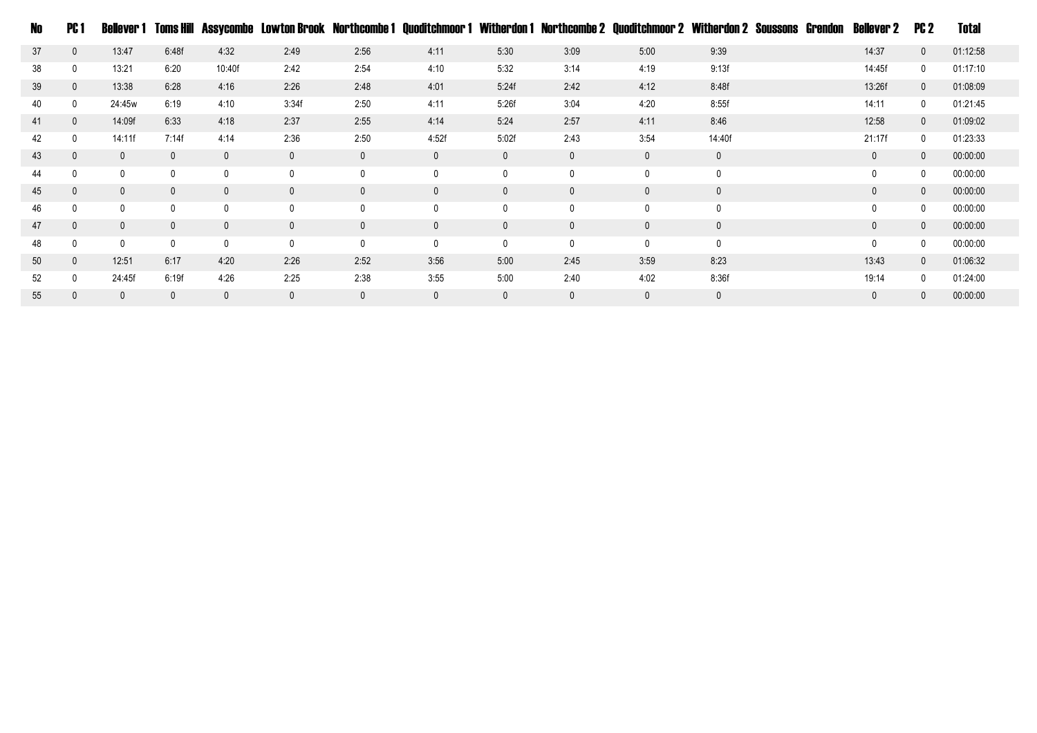| No | PC 1 | Bellever 1 | Toms Hill | Assycombe | Lowton Brook | Northcombe 1 | Quoditchmoor 1 | Witherdon 1 | Northcombe 2 | Quoditchmoor 2 | Witherdon 2 | Soussons | Grendon | Bellever 2 | PC 2 | Total |
|---|---|---|---|---|---|---|---|---|---|---|---|---|---|---|---|---|
| 37 | 0 | 13:47 | 6:48f | 4:32 | 2:49 | 2:56 | 4:11 | 5:30 | 3:09 | 5:00 | 9:39 | | | 14:37 | 0 | 01:12:58 |
| 38 | 0 | 13:21 | 6:20 | 10:40f | 2:42 | 2:54 | 4:10 | 5:32 | 3:14 | 4:19 | 9:13f | | | 14:45f | 0 | 01:17:10 |
| 39 | 0 | 13:38 | 6:28 | 4:16 | 2:26 | 2:48 | 4:01 | 5:24f | 2:42 | 4:12 | 8:48f | | | 13:26f | 0 | 01:08:09 |
| 40 | 0 | 24:45w | 6:19 | 4:10 | 3:34f | 2:50 | 4:11 | 5:26f | 3:04 | 4:20 | 8:55f | | | 14:11 | 0 | 01:21:45 |
| 41 | 0 | 14:09f | 6:33 | 4:18 | 2:37 | 2:55 | 4:14 | 5:24 | 2:57 | 4:11 | 8:46 | | | 12:58 | 0 | 01:09:02 |
| 42 | 0 | 14:11f | 7:14f | 4:14 | 2:36 | 2:50 | 4:52f | 5:02f | 2:43 | 3:54 | 14:40f | | | 21:17f | 0 | 01:23:33 |
| 43 | 0 | 0 | 0 | 0 | 0 | 0 | 0 | 0 | 0 | 0 | 0 | | | 0 | 0 | 00:00:00 |
| 44 | 0 | 0 | 0 | 0 | 0 | 0 | 0 | 0 | 0 | 0 | 0 | | | 0 | 0 | 00:00:00 |
| 45 | 0 | 0 | 0 | 0 | 0 | 0 | 0 | 0 | 0 | 0 | 0 | | | 0 | 0 | 00:00:00 |
| 46 | 0 | 0 | 0 | 0 | 0 | 0 | 0 | 0 | 0 | 0 | 0 | | | 0 | 0 | 00:00:00 |
| 47 | 0 | 0 | 0 | 0 | 0 | 0 | 0 | 0 | 0 | 0 | 0 | | | 0 | 0 | 00:00:00 |
| 48 | 0 | 0 | 0 | 0 | 0 | 0 | 0 | 0 | 0 | 0 | 0 | | | 0 | 0 | 00:00:00 |
| 50 | 0 | 12:51 | 6:17 | 4:20 | 2:26 | 2:52 | 3:56 | 5:00 | 2:45 | 3:59 | 8:23 | | | 13:43 | 0 | 01:06:32 |
| 52 | 0 | 24:45f | 6:19f | 4:26 | 2:25 | 2:38 | 3:55 | 5:00 | 2:40 | 4:02 | 8:36f | | | 19:14 | 0 | 01:24:00 |
| 55 | 0 | 0 | 0 | 0 | 0 | 0 | 0 | 0 | 0 | 0 | 0 | | | 0 | 0 | 00:00:00 |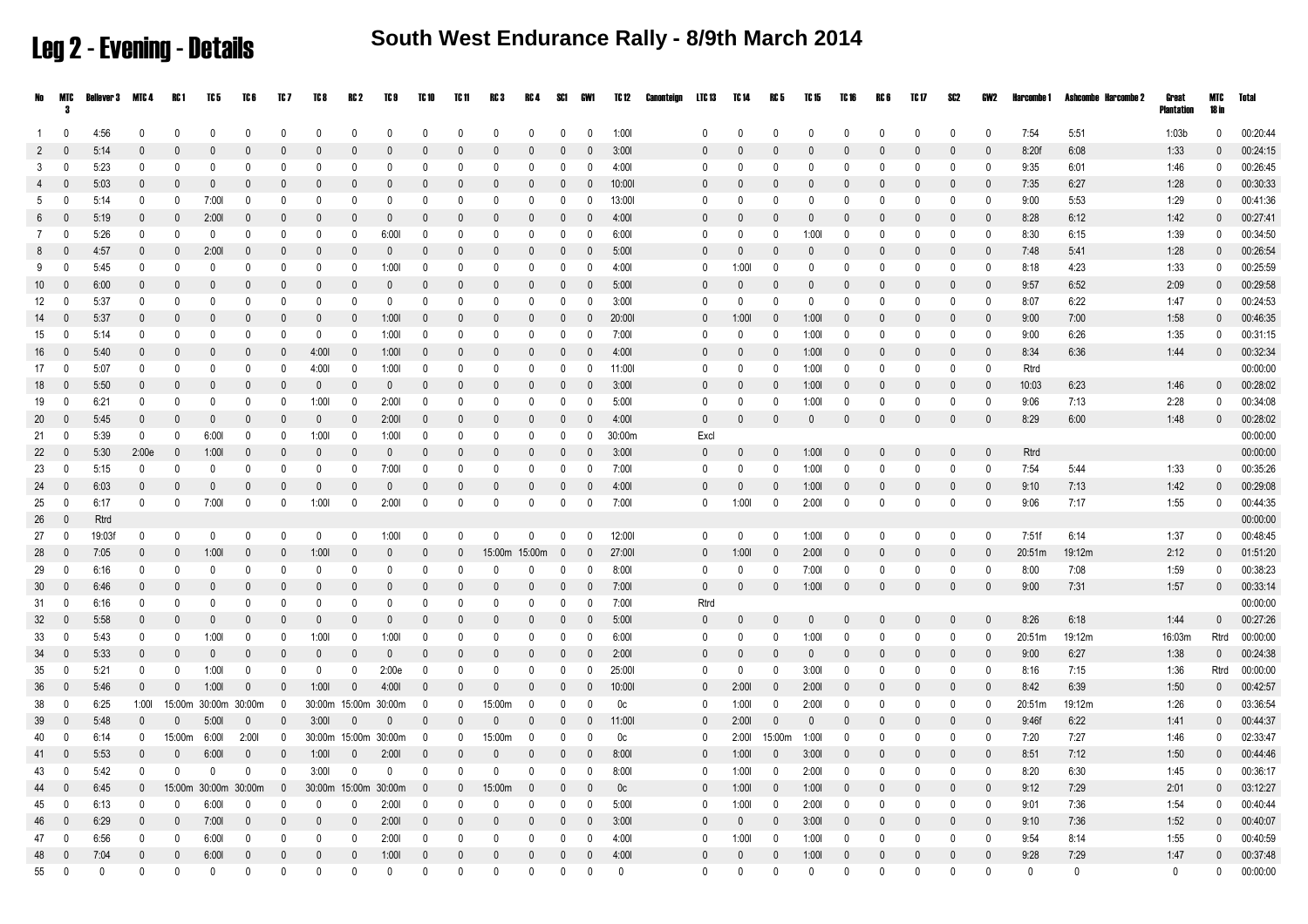# Leg 2 - Evening - Details

## South West Endurance Rally - 8/9th March 2014

| No | MTC 3 | Believer 3 | MTC 4 | RC 1 | TC 5 | TC 6 | TC 7 | TC 8 | RC 2 | TC 9 | TC 10 | TC 11 | RC 3 | RC 4 | SC1 | GW1 | TC 12 | Canonteign | LTC 13 | TC 14 | RC 5 | TC 15 | TC 16 | RC 6 | TC 17 | SC2 | GW2 | Harcombe 1 | Ashcombe | Harcombe 2 | Great Plantation | MTC 18 in | Total |
|---|---|---|---|---|---|---|---|---|---|---|---|---|---|---|---|---|---|---|---|---|---|---|---|---|---|---|---|---|---|---|---|---|---|
| 1 | 0 | 4:56 | 0 | 0 | 0 | 0 | 0 | 0 | 0 | 0 | 0 | 0 | 0 | 0 | 0 | 0 | 1:00l | | 0 | 0 | 0 | 0 | 0 | 0 | 0 | 0 | 0 | 7:54 | 5:51 | | 1:03b | 0 | 00:20:44 |
| 2 | 0 | 5:14 | 0 | 0 | 0 | 0 | 0 | 0 | 0 | 0 | 0 | 0 | 0 | 0 | 0 | 0 | 3:00l | | 0 | 0 | 0 | 0 | 0 | 0 | 0 | 0 | 0 | 8:20f | 6:08 | | 1:33 | 0 | 00:24:15 |
| 3 | 0 | 5:23 | 0 | 0 | 0 | 0 | 0 | 0 | 0 | 0 | 0 | 0 | 0 | 0 | 0 | 0 | 4:00l | | 0 | 0 | 0 | 0 | 0 | 0 | 0 | 0 | 0 | 9:35 | 6:01 | | 1:46 | 0 | 00:26:45 |
| 4 | 0 | 5:03 | 0 | 0 | 0 | 0 | 0 | 0 | 0 | 0 | 0 | 0 | 0 | 0 | 0 | 0 | 10:00l | | 0 | 0 | 0 | 0 | 0 | 0 | 0 | 0 | 0 | 7:35 | 6:27 | | 1:28 | 0 | 00:30:33 |
| 5 | 0 | 5:14 | 0 | 0 | 7:00l | 0 | 0 | 0 | 0 | 0 | 0 | 0 | 0 | 0 | 0 | 0 | 13:00l | | 0 | 0 | 0 | 0 | 0 | 0 | 0 | 0 | 0 | 9:00 | 5:53 | | 1:29 | 0 | 00:41:36 |
| 6 | 0 | 5:19 | 0 | 0 | 2:00l | 0 | 0 | 0 | 0 | 0 | 0 | 0 | 0 | 0 | 0 | 0 | 4:00l | | 0 | 0 | 0 | 0 | 0 | 0 | 0 | 0 | 0 | 8:28 | 6:12 | | 1:42 | 0 | 00:27:41 |
| 7 | 0 | 5:26 | 0 | 0 | 0 | 0 | 0 | 0 | 0 | 6:00l | 0 | 0 | 0 | 0 | 0 | 0 | 6:00l | | 0 | 0 | 0 | 1:00l | 0 | 0 | 0 | 0 | 0 | 8:30 | 6:15 | | 1:39 | 0 | 00:34:50 |
| 8 | 0 | 4:57 | 0 | 0 | 2:00l | 0 | 0 | 0 | 0 | 0 | 0 | 0 | 0 | 0 | 0 | 0 | 5:00l | | 0 | 0 | 0 | 0 | 0 | 0 | 0 | 0 | 0 | 7:48 | 5:41 | | 1:28 | 0 | 00:26:54 |
| 9 | 0 | 5:45 | 0 | 0 | 0 | 0 | 0 | 0 | 0 | 1:00l | 0 | 0 | 0 | 0 | 0 | 0 | 4:00l | | 0 | 1:00l | 0 | 0 | 0 | 0 | 0 | 0 | 0 | 8:18 | 4:23 | | 1:33 | 0 | 00:25:59 |
| 10 | 0 | 6:00 | 0 | 0 | 0 | 0 | 0 | 0 | 0 | 0 | 0 | 0 | 0 | 0 | 0 | 0 | 5:00l | | 0 | 0 | 0 | 0 | 0 | 0 | 0 | 0 | 0 | 9:57 | 6:52 | | 2:09 | 0 | 00:29:58 |
| 12 | 0 | 5:37 | 0 | 0 | 0 | 0 | 0 | 0 | 0 | 0 | 0 | 0 | 0 | 0 | 0 | 0 | 3:00l | | 0 | 0 | 0 | 0 | 0 | 0 | 0 | 0 | 0 | 8:07 | 6:22 | | 1:47 | 0 | 00:24:53 |
| 14 | 0 | 5:37 | 0 | 0 | 0 | 0 | 0 | 0 | 0 | 1:00l | 0 | 0 | 0 | 0 | 0 | 0 | 20:00l | | 0 | 1:00l | 0 | 1:00l | 0 | 0 | 0 | 0 | 0 | 9:00 | 7:00 | | 1:58 | 0 | 00:46:35 |
| 15 | 0 | 5:14 | 0 | 0 | 0 | 0 | 0 | 0 | 0 | 1:00l | 0 | 0 | 0 | 0 | 0 | 0 | 7:00l | | 0 | 0 | 0 | 1:00l | 0 | 0 | 0 | 0 | 0 | 9:00 | 6:26 | | 1:35 | 0 | 00:31:15 |
| 16 | 0 | 5:40 | 0 | 0 | 0 | 0 | 0 | 4:00l | 0 | 1:00l | 0 | 0 | 0 | 0 | 0 | 0 | 4:00l | | 0 | 0 | 0 | 1:00l | 0 | 0 | 0 | 0 | 0 | 8:34 | 6:36 | | 1:44 | 0 | 00:32:34 |
| 17 | 0 | 5:07 | 0 | 0 | 0 | 0 | 0 | 4:00l | 0 | 1:00l | 0 | 0 | 0 | 0 | 0 | 0 | 11:00l | | 0 | 0 | 0 | 1:00l | 0 | 0 | 0 | 0 | 0 | Rtrd | | | | | 00:00:00 |
| 18 | 0 | 5:50 | 0 | 0 | 0 | 0 | 0 | 0 | 0 | 0 | 0 | 0 | 0 | 0 | 0 | 0 | 3:00l | | 0 | 0 | 0 | 1:00l | 0 | 0 | 0 | 0 | 0 | 10:03 | 6:23 | | 1:46 | 0 | 00:28:02 |
| 19 | 0 | 6:21 | 0 | 0 | 0 | 0 | 0 | 1:00l | 0 | 2:00l | 0 | 0 | 0 | 0 | 0 | 0 | 5:00l | | 0 | 0 | 0 | 1:00l | 0 | 0 | 0 | 0 | 0 | 9:06 | 7:13 | | 2:28 | 0 | 00:34:08 |
| 20 | 0 | 5:45 | 0 | 0 | 0 | 0 | 0 | 0 | 0 | 2:00l | 0 | 0 | 0 | 0 | 0 | 0 | 4:00l | | 0 | 0 | 0 | 0 | 0 | 0 | 0 | 0 | 0 | 8:29 | 6:00 | | 1:48 | 0 | 00:28:02 |
| 21 | 0 | 5:39 | 0 | 0 | 6:00l | 0 | 0 | 1:00l | 0 | 1:00l | 0 | 0 | 0 | 0 | 0 | 0 | 30:00m | | Excl | | | | | | | | | | | | | | 00:00:00 |
| 22 | 0 | 5:30 | 2:00e | 0 | 1:00l | 0 | 0 | 0 | 0 | 0 | 0 | 0 | 0 | 0 | 0 | 0 | 3:00l | | 0 | 0 | 0 | 1:00l | 0 | 0 | 0 | 0 | 0 | Rtrd | | | | | 00:00:00 |
| 23 | 0 | 5:15 | 0 | 0 | 0 | 0 | 0 | 0 | 0 | 7:00l | 0 | 0 | 0 | 0 | 0 | 0 | 7:00l | | 0 | 0 | 0 | 1:00l | 0 | 0 | 0 | 0 | 0 | 7:54 | 5:44 | | 1:33 | 0 | 00:35:26 |
| 24 | 0 | 6:03 | 0 | 0 | 0 | 0 | 0 | 0 | 0 | 0 | 0 | 0 | 0 | 0 | 0 | 0 | 4:00l | | 0 | 0 | 0 | 1:00l | 0 | 0 | 0 | 0 | 0 | 9:10 | 7:13 | | 1:42 | 0 | 00:29:08 |
| 25 | 0 | 6:17 | 0 | 0 | 7:00l | 0 | 0 | 1:00l | 0 | 2:00l | 0 | 0 | 0 | 0 | 0 | 0 | 7:00l | | 0 | 1:00l | 0 | 2:00l | 0 | 0 | 0 | 0 | 0 | 9:06 | 7:17 | | 1:55 | 0 | 00:44:35 |
| 26 | 0 | Rtrd | | | | | | | | | | | | | | | | | | | | | | | | | | | | | | | 00:00:00 |
| 27 | 0 | 19:03f | 0 | 0 | 0 | 0 | 0 | 0 | 0 | 1:00l | 0 | 0 | 0 | 0 | 0 | 0 | 12:00l | | 0 | 0 | 0 | 1:00l | 0 | 0 | 0 | 0 | 0 | 7:51f | 6:14 | | 1:37 | 0 | 00:48:45 |
| 28 | 0 | 7:05 | 0 | 0 | 1:00l | 0 | 0 | 1:00l | 0 | 0 | 0 | 0 | 15:00m | 15:00m | 0 | 0 | 27:00l | | 0 | 1:00l | 0 | 2:00l | 0 | 0 | 0 | 0 | 0 | 20:51m | 19:12m | | 2:12 | 0 | 01:51:20 |
| 29 | 0 | 6:16 | 0 | 0 | 0 | 0 | 0 | 0 | 0 | 0 | 0 | 0 | 0 | 0 | 0 | 0 | 8:00l | | 0 | 0 | 0 | 7:00l | 0 | 0 | 0 | 0 | 0 | 8:00 | 7:08 | | 1:59 | 0 | 00:38:23 |
| 30 | 0 | 6:46 | 0 | 0 | 0 | 0 | 0 | 0 | 0 | 0 | 0 | 0 | 0 | 0 | 0 | 0 | 7:00l | | 0 | 0 | 0 | 1:00l | 0 | 0 | 0 | 0 | 0 | 9:00 | 7:31 | | 1:57 | 0 | 00:33:14 |
| 31 | 0 | 6:16 | 0 | 0 | 0 | 0 | 0 | 0 | 0 | 0 | 0 | 0 | 0 | 0 | 0 | 0 | 7:00l | | Rtrd | | | | | | | | | | | | | | 00:00:00 |
| 32 | 0 | 5:58 | 0 | 0 | 0 | 0 | 0 | 0 | 0 | 0 | 0 | 0 | 0 | 0 | 0 | 0 | 5:00l | | 0 | 0 | 0 | 0 | 0 | 0 | 0 | 0 | 0 | 8:26 | 6:18 | | 1:44 | 0 | 00:27:26 |
| 33 | 0 | 5:43 | 0 | 0 | 1:00l | 0 | 0 | 1:00l | 0 | 1:00l | 0 | 0 | 0 | 0 | 0 | 0 | 6:00l | | 0 | 0 | 0 | 1:00l | 0 | 0 | 0 | 0 | 0 | 20:51m | 19:12m | | 16:03m | Rtrd | 00:00:00 |
| 34 | 0 | 5:33 | 0 | 0 | 0 | 0 | 0 | 0 | 0 | 0 | 0 | 0 | 0 | 0 | 0 | 0 | 2:00l | | 0 | 0 | 0 | 0 | 0 | 0 | 0 | 0 | 0 | 9:00 | 6:27 | | 1:38 | 0 | 00:24:38 |
| 35 | 0 | 5:21 | 0 | 0 | 1:00l | 0 | 0 | 0 | 0 | 2:00e | 0 | 0 | 0 | 0 | 0 | 0 | 25:00l | | 0 | 0 | 0 | 3:00l | 0 | 0 | 0 | 0 | 0 | 8:16 | 7:15 | | 1:36 | Rtrd | 00:00:00 |
| 36 | 0 | 5:46 | 0 | 0 | 1:00l | 0 | 0 | 1:00l | 0 | 4:00l | 0 | 0 | 0 | 0 | 0 | 0 | 10:00l | | 0 | 2:00l | 0 | 2:00l | 0 | 0 | 0 | 0 | 0 | 8:42 | 6:39 | | 1:50 | 0 | 00:42:57 |
| 38 | 0 | 6:25 | 1:00l | 15:00m | 30:00m | 30:00m | 0 | 30:00m | 15:00m | 30:00m | 0 | 0 | 15:00m | 0 | 0 | 0 | 0c | | 0 | 1:00l | 0 | 2:00l | 0 | 0 | 0 | 0 | 0 | 20:51m | 19:12m | | 1:26 | 0 | 03:36:54 |
| 39 | 0 | 5:48 | 0 | 0 | 5:00l | 0 | 0 | 3:00l | 0 | 0 | 0 | 0 | 0 | 0 | 0 | 0 | 11:00l | | 0 | 2:00l | 0 | 0 | 0 | 0 | 0 | 0 | 0 | 9:46f | 6:22 | | 1:41 | 0 | 00:44:37 |
| 40 | 0 | 6:14 | 0 | 15:00m | 6:00l | 2:00l | 0 | 30:00m | 15:00m | 30:00m | 0 | 0 | 15:00m | 0 | 0 | 0 | 0c | | 0 | 2:00l | 15:00m | 1:00l | 0 | 0 | 0 | 0 | 0 | 7:20 | 7:27 | | 1:46 | 0 | 02:33:47 |
| 41 | 0 | 5:53 | 0 | 0 | 6:00l | 0 | 0 | 1:00l | 0 | 2:00l | 0 | 0 | 0 | 0 | 0 | 0 | 8:00l | | 0 | 1:00l | 0 | 3:00l | 0 | 0 | 0 | 0 | 0 | 8:51 | 7:12 | | 1:50 | 0 | 00:44:46 |
| 43 | 0 | 5:42 | 0 | 0 | 0 | 0 | 0 | 3:00l | 0 | 0 | 0 | 0 | 0 | 0 | 0 | 0 | 8:00l | | 0 | 1:00l | 0 | 2:00l | 0 | 0 | 0 | 0 | 0 | 8:20 | 6:30 | | 1:45 | 0 | 00:36:17 |
| 44 | 0 | 6:45 | 0 | 15:00m | 30:00m | 30:00m | 0 | 30:00m | 15:00m | 30:00m | 0 | 0 | 15:00m | 0 | 0 | 0 | 0c | | 0 | 1:00l | 0 | 1:00l | 0 | 0 | 0 | 0 | 0 | 9:12 | 7:29 | | 2:01 | 0 | 03:12:27 |
| 45 | 0 | 6:13 | 0 | 0 | 6:00l | 0 | 0 | 0 | 0 | 2:00l | 0 | 0 | 0 | 0 | 0 | 0 | 5:00l | | 0 | 1:00l | 0 | 2:00l | 0 | 0 | 0 | 0 | 0 | 9:01 | 7:36 | | 1:54 | 0 | 00:40:44 |
| 46 | 0 | 6:29 | 0 | 0 | 7:00l | 0 | 0 | 0 | 0 | 2:00l | 0 | 0 | 0 | 0 | 0 | 0 | 3:00l | | 0 | 0 | 0 | 3:00l | 0 | 0 | 0 | 0 | 0 | 9:10 | 7:36 | | 1:52 | 0 | 00:40:07 |
| 47 | 0 | 6:56 | 0 | 0 | 6:00l | 0 | 0 | 0 | 0 | 2:00l | 0 | 0 | 0 | 0 | 0 | 0 | 4:00l | | 0 | 1:00l | 0 | 1:00l | 0 | 0 | 0 | 0 | 0 | 9:54 | 8:14 | | 1:55 | 0 | 00:40:59 |
| 48 | 0 | 7:04 | 0 | 0 | 6:00l | 0 | 0 | 0 | 0 | 1:00l | 0 | 0 | 0 | 0 | 0 | 0 | 4:00l | | 0 | 0 | 0 | 1:00l | 0 | 0 | 0 | 0 | 0 | 9:28 | 7:29 | | 1:47 | 0 | 00:37:48 |
| 55 | 0 | 0 | 0 | 0 | 0 | 0 | 0 | 0 | 0 | 0 | 0 | 0 | 0 | 0 | 0 | 0 | 0 | | 0 | 0 | 0 | 0 | 0 | 0 | 0 | 0 | 0 | 0 | 0 | | 0 | 0 | 00:00:00 |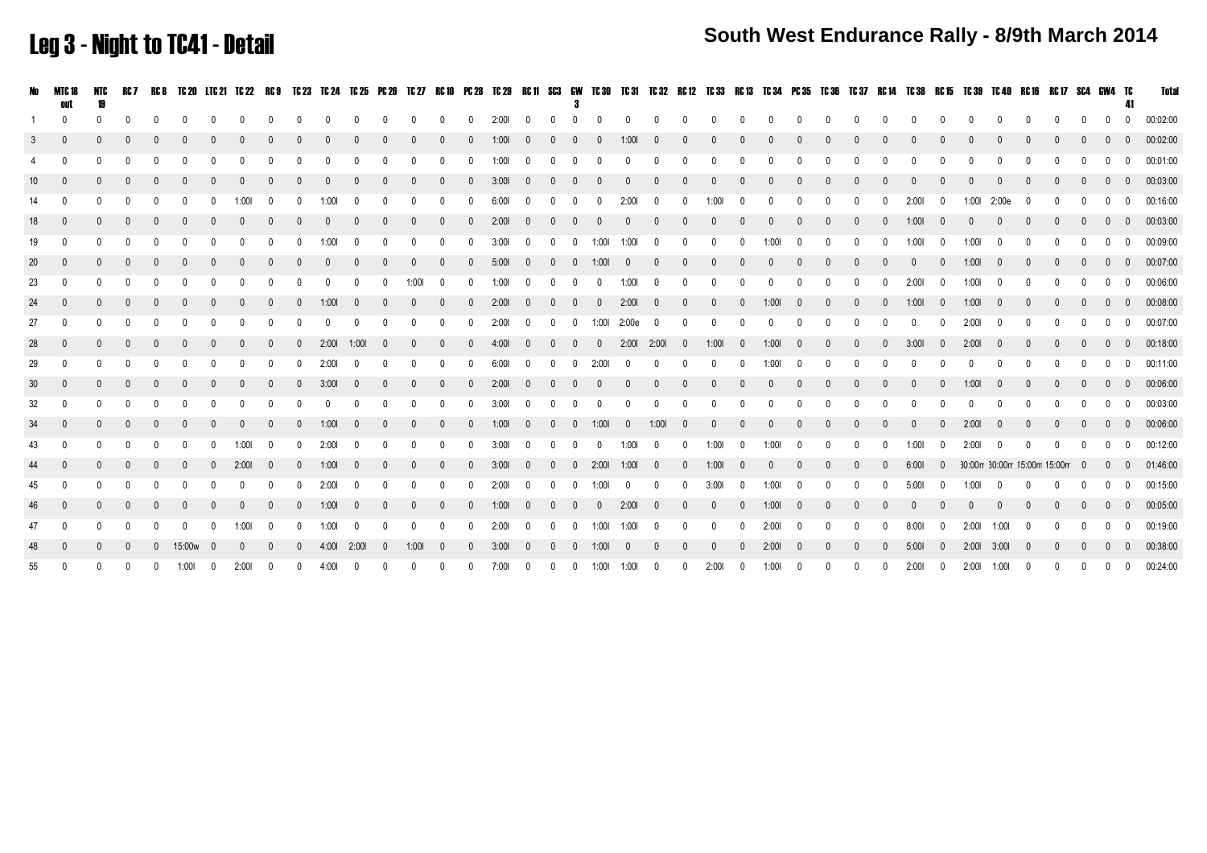# Leg 3 - Night to TC41 - Detail

**South West Endurance Rally - 8/9th March 2014**

| No | MTC 18 out | NTC 19 | RC 7 | RC 8 | TC 20 | LTC 21 | TC 22 | RC 9 | TC 23 | TC 24 | TC 25 | PC 26 | TC 27 | RC 10 | PC 28 | TC 29 | RC 11 | SC3 | GW 3 | TC 30 | TC 31 | TC 32 | RC 12 | TC 33 | RC 13 | TC 34 | PC 35 | TC 36 | TC 37 | RC 14 | TC 38 | RC 15 | TC 39 | TC 40 | RC 16 | RC 17 | SC4 | GW4 | TC 41 | Total |
|---|---|---|---|---|---|---|---|---|---|---|---|---|---|---|---|---|---|---|---|---|---|---|---|---|---|---|---|---|---|---|---|---|---|---|---|---|---|---|---|---|
| 1 | 0 | 0 | 0 | 0 | 0 | 0 | 0 | 0 | 0 | 0 | 0 | 0 | 0 | 0 | 0 | 2:00l | 0 | 0 | 0 | 0 | 0 | 0 | 0 | 0 | 0 | 0 | 0 | 0 | 0 | 0 | 0 | 0 | 0 | 0 | 0 | 0 | 0 | 0 | 0 | 00:02:00 |
| 3 | 0 | 0 | 0 | 0 | 0 | 0 | 0 | 0 | 0 | 0 | 0 | 0 | 0 | 0 | 0 | 1:00l | 0 | 0 | 0 | 0 | 1:00l | 0 | 0 | 0 | 0 | 0 | 0 | 0 | 0 | 0 | 0 | 0 | 0 | 0 | 0 | 0 | 0 | 0 | 0 | 00:02:00 |
| 4 | 0 | 0 | 0 | 0 | 0 | 0 | 0 | 0 | 0 | 0 | 0 | 0 | 0 | 0 | 0 | 1:00l | 0 | 0 | 0 | 0 | 0 | 0 | 0 | 0 | 0 | 0 | 0 | 0 | 0 | 0 | 0 | 0 | 0 | 0 | 0 | 0 | 0 | 0 | 0 | 00:01:00 |
| 10 | 0 | 0 | 0 | 0 | 0 | 0 | 0 | 0 | 0 | 0 | 0 | 0 | 0 | 0 | 0 | 3:00l | 0 | 0 | 0 | 0 | 0 | 0 | 0 | 0 | 0 | 0 | 0 | 0 | 0 | 0 | 0 | 0 | 0 | 0 | 0 | 0 | 0 | 0 | 0 | 00:03:00 |
| 14 | 0 | 0 | 0 | 0 | 0 | 0 | 1:00l | 0 | 0 | 1:00l | 0 | 0 | 0 | 0 | 0 | 6:00l | 0 | 0 | 0 | 0 | 2:00l | 0 | 0 | 1:00l | 0 | 0 | 0 | 0 | 0 | 0 | 2:00l | 0 | 1:00l | 2:00e | 0 | 0 | 0 | 0 | 0 | 00:16:00 |
| 18 | 0 | 0 | 0 | 0 | 0 | 0 | 0 | 0 | 0 | 0 | 0 | 0 | 0 | 0 | 0 | 2:00l | 0 | 0 | 0 | 0 | 0 | 0 | 0 | 0 | 0 | 0 | 0 | 0 | 0 | 0 | 1:00l | 0 | 0 | 0 | 0 | 0 | 0 | 0 | 0 | 00:03:00 |
| 19 | 0 | 0 | 0 | 0 | 0 | 0 | 0 | 0 | 0 | 1:00l | 0 | 0 | 0 | 0 | 0 | 3:00l | 0 | 0 | 0 | 1:00l | 1:00l | 0 | 0 | 0 | 0 | 1:00l | 0 | 0 | 0 | 0 | 1:00l | 0 | 1:00l | 0 | 0 | 0 | 0 | 0 | 0 | 00:09:00 |
| 20 | 0 | 0 | 0 | 0 | 0 | 0 | 0 | 0 | 0 | 0 | 0 | 0 | 0 | 0 | 0 | 5:00l | 0 | 0 | 0 | 1:00l | 0 | 0 | 0 | 0 | 0 | 0 | 0 | 0 | 0 | 0 | 0 | 0 | 1:00l | 0 | 0 | 0 | 0 | 0 | 0 | 00:07:00 |
| 23 | 0 | 0 | 0 | 0 | 0 | 0 | 0 | 0 | 0 | 0 | 0 | 0 | 1:00l | 0 | 0 | 1:00l | 0 | 0 | 0 | 0 | 1:00l | 0 | 0 | 0 | 0 | 0 | 0 | 0 | 0 | 0 | 2:00l | 0 | 1:00l | 0 | 0 | 0 | 0 | 0 | 0 | 00:06:00 |
| 24 | 0 | 0 | 0 | 0 | 0 | 0 | 0 | 0 | 0 | 1:00l | 0 | 0 | 0 | 0 | 0 | 2:00l | 0 | 0 | 0 | 0 | 2:00l | 0 | 0 | 0 | 0 | 1:00l | 0 | 0 | 0 | 0 | 1:00l | 0 | 1:00l | 0 | 0 | 0 | 0 | 0 | 0 | 00:08:00 |
| 27 | 0 | 0 | 0 | 0 | 0 | 0 | 0 | 0 | 0 | 0 | 0 | 0 | 0 | 0 | 0 | 2:00l | 0 | 0 | 0 | 1:00l | 2:00e | 0 | 0 | 0 | 0 | 0 | 0 | 0 | 0 | 0 | 0 | 0 | 2:00l | 0 | 0 | 0 | 0 | 0 | 0 | 00:07:00 |
| 28 | 0 | 0 | 0 | 0 | 0 | 0 | 0 | 0 | 0 | 2:00l | 1:00l | 0 | 0 | 0 | 0 | 4:00l | 0 | 0 | 0 | 0 | 2:00l | 2:00l | 0 | 1:00l | 0 | 1:00l | 0 | 0 | 0 | 0 | 3:00l | 0 | 2:00l | 0 | 0 | 0 | 0 | 0 | 0 | 00:18:00 |
| 29 | 0 | 0 | 0 | 0 | 0 | 0 | 0 | 0 | 0 | 2:00l | 0 | 0 | 0 | 0 | 0 | 6:00l | 0 | 0 | 0 | 2:00l | 0 | 0 | 0 | 0 | 0 | 1:00l | 0 | 0 | 0 | 0 | 0 | 0 | 0 | 0 | 0 | 0 | 0 | 0 | 0 | 00:11:00 |
| 30 | 0 | 0 | 0 | 0 | 0 | 0 | 0 | 0 | 0 | 3:00l | 0 | 0 | 0 | 0 | 0 | 2:00l | 0 | 0 | 0 | 0 | 0 | 0 | 0 | 0 | 0 | 0 | 0 | 0 | 0 | 0 | 0 | 0 | 1:00l | 0 | 0 | 0 | 0 | 0 | 0 | 00:06:00 |
| 32 | 0 | 0 | 0 | 0 | 0 | 0 | 0 | 0 | 0 | 0 | 0 | 0 | 0 | 0 | 0 | 3:00l | 0 | 0 | 0 | 0 | 0 | 0 | 0 | 0 | 0 | 0 | 0 | 0 | 0 | 0 | 0 | 0 | 0 | 0 | 0 | 0 | 0 | 0 | 0 | 00:03:00 |
| 34 | 0 | 0 | 0 | 0 | 0 | 0 | 0 | 0 | 0 | 1:00l | 0 | 0 | 0 | 0 | 0 | 1:00l | 0 | 0 | 0 | 1:00l | 0 | 1:00l | 0 | 0 | 0 | 0 | 0 | 0 | 0 | 0 | 0 | 0 | 2:00l | 0 | 0 | 0 | 0 | 0 | 0 | 00:06:00 |
| 43 | 0 | 0 | 0 | 0 | 0 | 0 | 1:00l | 0 | 0 | 2:00l | 0 | 0 | 0 | 0 | 0 | 3:00l | 0 | 0 | 0 | 0 | 1:00l | 0 | 0 | 1:00l | 0 | 1:00l | 0 | 0 | 0 | 0 | 1:00l | 0 | 2:00l | 0 | 0 | 0 | 0 | 0 | 0 | 00:12:00 |
| 44 | 0 | 0 | 0 | 0 | 0 | 0 | 2:00l | 0 | 0 | 1:00l | 0 | 0 | 0 | 0 | 0 | 3:00l | 0 | 0 | 0 | 2:00l | 1:00l | 0 | 0 | 1:00l | 0 | 0 | 0 | 0 | 0 | 0 | 6:00l | 0 | 30:00m | 30:00m | 15:00m | 15:00m | 0 | 0 | 0 | 01:46:00 |
| 45 | 0 | 0 | 0 | 0 | 0 | 0 | 0 | 0 | 0 | 2:00l | 0 | 0 | 0 | 0 | 0 | 2:00l | 0 | 0 | 0 | 1:00l | 0 | 0 | 0 | 3:00l | 0 | 1:00l | 0 | 0 | 0 | 0 | 5:00l | 0 | 1:00l | 0 | 0 | 0 | 0 | 0 | 0 | 00:15:00 |
| 46 | 0 | 0 | 0 | 0 | 0 | 0 | 0 | 0 | 0 | 1:00l | 0 | 0 | 0 | 0 | 0 | 1:00l | 0 | 0 | 0 | 0 | 2:00l | 0 | 0 | 0 | 0 | 1:00l | 0 | 0 | 0 | 0 | 0 | 0 | 0 | 0 | 0 | 0 | 0 | 0 | 0 | 00:05:00 |
| 47 | 0 | 0 | 0 | 0 | 0 | 0 | 1:00l | 0 | 0 | 1:00l | 0 | 0 | 0 | 0 | 0 | 2:00l | 0 | 0 | 0 | 1:00l | 1:00l | 0 | 0 | 0 | 0 | 2:00l | 0 | 0 | 0 | 0 | 8:00l | 0 | 2:00l | 1:00l | 0 | 0 | 0 | 0 | 0 | 00:19:00 |
| 48 | 0 | 0 | 0 | 0 | 15:00w | 0 | 0 | 0 | 0 | 4:00l | 2:00l | 0 | 1:00l | 0 | 0 | 3:00l | 0 | 0 | 0 | 1:00l | 0 | 0 | 0 | 0 | 0 | 2:00l | 0 | 0 | 0 | 0 | 5:00l | 0 | 2:00l | 3:00l | 0 | 0 | 0 | 0 | 0 | 00:38:00 |
| 55 | 0 | 0 | 0 | 0 | 1:00l | 0 | 2:00l | 0 | 0 | 4:00l | 0 | 0 | 0 | 0 | 0 | 7:00l | 0 | 0 | 0 | 1:00l | 1:00l | 0 | 0 | 2:00l | 0 | 1:00l | 0 | 0 | 0 | 0 | 2:00l | 0 | 2:00l | 1:00l | 0 | 0 | 0 | 0 | 0 | 00:24:00 |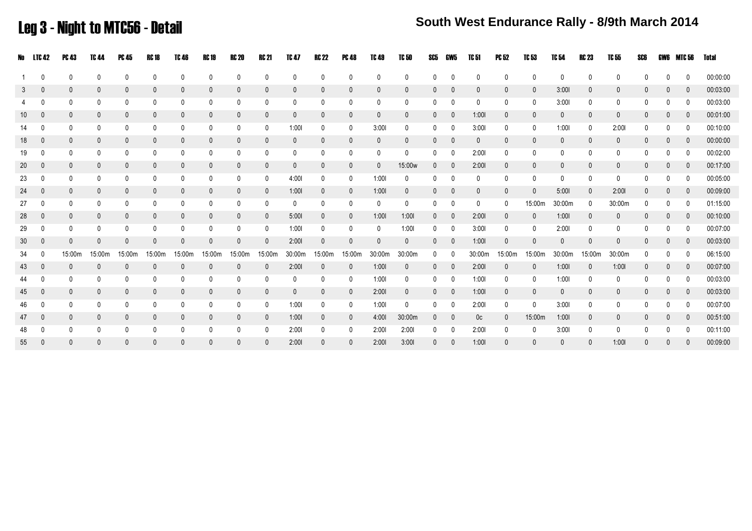# Leg 3 - Night to MTC56 - Detail

## South West Endurance Rally - 8/9th March 2014

| No | LTC 42 | PC 43 | TC 44 | PC 45 | RC 18 | TC 46 | RC 19 | RC 20 | RC 21 | TC 47 | RC 22 | PC 48 | TC 49 | TC 50 | SC5 | GW5 | TC 51 | PC 52 | TC 53 | TC 54 | RC 23 | TC 55 | SC6 | GW6 | MTC 56 | Total |
|---|---|---|---|---|---|---|---|---|---|---|---|---|---|---|---|---|---|---|---|---|---|---|---|---|---|---|
| 1 | 0 | 0 | 0 | 0 | 0 | 0 | 0 | 0 | 0 | 0 | 0 | 0 | 0 | 0 | 0 | 0 | 0 | 0 | 0 | 0 | 0 | 0 | 0 | 0 | 0 | 00:00:00 |
| 3 | 0 | 0 | 0 | 0 | 0 | 0 | 0 | 0 | 0 | 0 | 0 | 0 | 0 | 0 | 0 | 0 | 0 | 0 | 0 | 3:00l | 0 | 0 | 0 | 0 | 0 | 00:03:00 |
| 4 | 0 | 0 | 0 | 0 | 0 | 0 | 0 | 0 | 0 | 0 | 0 | 0 | 0 | 0 | 0 | 0 | 0 | 0 | 0 | 3:00l | 0 | 0 | 0 | 0 | 0 | 00:03:00 |
| 10 | 0 | 0 | 0 | 0 | 0 | 0 | 0 | 0 | 0 | 0 | 0 | 0 | 0 | 0 | 0 | 0 | 1:00l | 0 | 0 | 0 | 0 | 0 | 0 | 0 | 0 | 00:01:00 |
| 14 | 0 | 0 | 0 | 0 | 0 | 0 | 0 | 0 | 0 | 1:00l | 0 | 0 | 3:00l | 0 | 0 | 0 | 3:00l | 0 | 0 | 1:00l | 0 | 2:00l | 0 | 0 | 0 | 00:10:00 |
| 18 | 0 | 0 | 0 | 0 | 0 | 0 | 0 | 0 | 0 | 0 | 0 | 0 | 0 | 0 | 0 | 0 | 0 | 0 | 0 | 0 | 0 | 0 | 0 | 0 | 0 | 00:00:00 |
| 19 | 0 | 0 | 0 | 0 | 0 | 0 | 0 | 0 | 0 | 0 | 0 | 0 | 0 | 0 | 0 | 0 | 2:00l | 0 | 0 | 0 | 0 | 0 | 0 | 0 | 0 | 00:02:00 |
| 20 | 0 | 0 | 0 | 0 | 0 | 0 | 0 | 0 | 0 | 0 | 0 | 0 | 0 | 15:00w | 0 | 0 | 2:00l | 0 | 0 | 0 | 0 | 0 | 0 | 0 | 0 | 00:17:00 |
| 23 | 0 | 0 | 0 | 0 | 0 | 0 | 0 | 0 | 0 | 4:00l | 0 | 0 | 1:00l | 0 | 0 | 0 | 0 | 0 | 0 | 0 | 0 | 0 | 0 | 0 | 0 | 00:05:00 |
| 24 | 0 | 0 | 0 | 0 | 0 | 0 | 0 | 0 | 0 | 1:00l | 0 | 0 | 1:00l | 0 | 0 | 0 | 0 | 0 | 0 | 5:00l | 0 | 2:00l | 0 | 0 | 0 | 00:09:00 |
| 27 | 0 | 0 | 0 | 0 | 0 | 0 | 0 | 0 | 0 | 0 | 0 | 0 | 0 | 0 | 0 | 0 | 0 | 0 | 15:00m | 30:00m | 0 | 30:00m | 0 | 0 | 0 | 01:15:00 |
| 28 | 0 | 0 | 0 | 0 | 0 | 0 | 0 | 0 | 0 | 5:00l | 0 | 0 | 1:00l | 1:00l | 0 | 0 | 2:00l | 0 | 0 | 1:00l | 0 | 0 | 0 | 0 | 0 | 00:10:00 |
| 29 | 0 | 0 | 0 | 0 | 0 | 0 | 0 | 0 | 0 | 1:00l | 0 | 0 | 0 | 1:00l | 0 | 0 | 3:00l | 0 | 0 | 2:00l | 0 | 0 | 0 | 0 | 0 | 00:07:00 |
| 30 | 0 | 0 | 0 | 0 | 0 | 0 | 0 | 0 | 0 | 2:00l | 0 | 0 | 0 | 0 | 0 | 0 | 1:00l | 0 | 0 | 0 | 0 | 0 | 0 | 0 | 0 | 00:03:00 |
| 34 | 0 | 15:00m | 15:00m | 15:00m | 15:00m | 15:00m | 15:00m | 15:00m | 15:00m | 30:00m | 15:00m | 15:00m | 30:00m | 30:00m | 0 | 0 | 30:00m | 15:00m | 15:00m | 30:00m | 15:00m | 30:00m | 0 | 0 | 0 | 06:15:00 |
| 43 | 0 | 0 | 0 | 0 | 0 | 0 | 0 | 0 | 0 | 2:00l | 0 | 0 | 1:00l | 0 | 0 | 0 | 2:00l | 0 | 0 | 1:00l | 0 | 1:00l | 0 | 0 | 0 | 00:07:00 |
| 44 | 0 | 0 | 0 | 0 | 0 | 0 | 0 | 0 | 0 | 0 | 0 | 0 | 1:00l | 0 | 0 | 0 | 1:00l | 0 | 0 | 1:00l | 0 | 0 | 0 | 0 | 0 | 00:03:00 |
| 45 | 0 | 0 | 0 | 0 | 0 | 0 | 0 | 0 | 0 | 0 | 0 | 0 | 2:00l | 0 | 0 | 0 | 1:00l | 0 | 0 | 0 | 0 | 0 | 0 | 0 | 0 | 00:03:00 |
| 46 | 0 | 0 | 0 | 0 | 0 | 0 | 0 | 0 | 0 | 1:00l | 0 | 0 | 1:00l | 0 | 0 | 0 | 2:00l | 0 | 0 | 3:00l | 0 | 0 | 0 | 0 | 0 | 00:07:00 |
| 47 | 0 | 0 | 0 | 0 | 0 | 0 | 0 | 0 | 0 | 1:00l | 0 | 0 | 4:00l | 30:00m | 0 | 0 | 0c | 0 | 15:00m | 1:00l | 0 | 0 | 0 | 0 | 0 | 00:51:00 |
| 48 | 0 | 0 | 0 | 0 | 0 | 0 | 0 | 0 | 0 | 2:00l | 0 | 0 | 2:00l | 2:00l | 0 | 0 | 2:00l | 0 | 0 | 3:00l | 0 | 0 | 0 | 0 | 0 | 00:11:00 |
| 55 | 0 | 0 | 0 | 0 | 0 | 0 | 0 | 0 | 0 | 2:00l | 0 | 0 | 2:00l | 3:00l | 0 | 0 | 1:00l | 0 | 0 | 0 | 0 | 1:00l | 0 | 0 | 0 | 00:09:00 |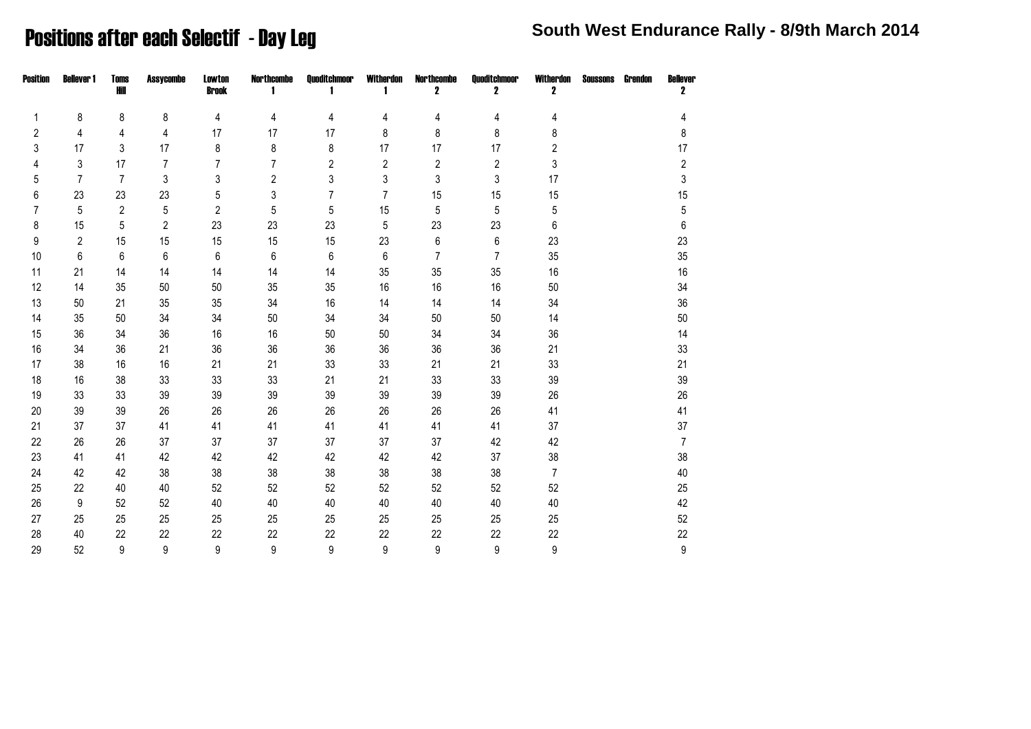# Positions after each Selectif - Day Leg

## South West Endurance Rally - 8/9th March 2014

| Position | Bellever 1 | Toms Hill | Assycombe | Lowton Brook | Northcombe 1 | Quoditchmoor 1 | Witherdon 1 | Northcombe 2 | Quoditchmoor 2 | Witherdon 2 | Soussons | Grendon | Bellever 2 |
|---|---|---|---|---|---|---|---|---|---|---|---|---|---|
| 1 | 8 | 8 | 8 | 4 | 4 | 4 | 4 | 4 | 4 | 4 | | | 4 |
| 2 | 4 | 4 | 4 | 17 | 17 | 17 | 8 | 8 | 8 | 8 | | | 8 |
| 3 | 17 | 3 | 17 | 8 | 8 | 8 | 17 | 17 | 17 | 2 | | | 17 |
| 4 | 3 | 17 | 7 | 7 | 7 | 2 | 2 | 2 | 2 | 3 | | | 2 |
| 5 | 7 | 7 | 3 | 3 | 2 | 3 | 3 | 3 | 3 | 17 | | | 3 |
| 6 | 23 | 23 | 23 | 5 | 3 | 7 | 7 | 15 | 15 | 15 | | | 15 |
| 7 | 5 | 2 | 5 | 2 | 5 | 5 | 15 | 5 | 5 | 5 | | | 5 |
| 8 | 15 | 5 | 2 | 23 | 23 | 23 | 5 | 23 | 23 | 6 | | | 6 |
| 9 | 2 | 15 | 15 | 15 | 15 | 15 | 23 | 6 | 6 | 23 | | | 23 |
| 10 | 6 | 6 | 6 | 6 | 6 | 6 | 6 | 7 | 7 | 35 | | | 35 |
| 11 | 21 | 14 | 14 | 14 | 14 | 14 | 35 | 35 | 35 | 16 | | | 16 |
| 12 | 14 | 35 | 50 | 50 | 35 | 35 | 16 | 16 | 16 | 50 | | | 34 |
| 13 | 50 | 21 | 35 | 35 | 34 | 16 | 14 | 14 | 14 | 34 | | | 36 |
| 14 | 35 | 50 | 34 | 34 | 50 | 34 | 34 | 50 | 50 | 14 | | | 50 |
| 15 | 36 | 34 | 36 | 16 | 16 | 50 | 50 | 34 | 34 | 36 | | | 14 |
| 16 | 34 | 36 | 21 | 36 | 36 | 36 | 36 | 36 | 36 | 21 | | | 33 |
| 17 | 38 | 16 | 16 | 21 | 21 | 33 | 33 | 21 | 21 | 33 | | | 21 |
| 18 | 16 | 38 | 33 | 33 | 33 | 21 | 21 | 33 | 33 | 39 | | | 39 |
| 19 | 33 | 33 | 39 | 39 | 39 | 39 | 39 | 39 | 39 | 26 | | | 26 |
| 20 | 39 | 39 | 26 | 26 | 26 | 26 | 26 | 26 | 26 | 41 | | | 41 |
| 21 | 37 | 37 | 41 | 41 | 41 | 41 | 41 | 41 | 41 | 37 | | | 37 |
| 22 | 26 | 26 | 37 | 37 | 37 | 37 | 37 | 37 | 42 | 42 | | | 7 |
| 23 | 41 | 41 | 42 | 42 | 42 | 42 | 42 | 42 | 37 | 38 | | | 38 |
| 24 | 42 | 42 | 38 | 38 | 38 | 38 | 38 | 38 | 38 | 7 | | | 40 |
| 25 | 22 | 40 | 40 | 52 | 52 | 52 | 52 | 52 | 52 | 52 | | | 25 |
| 26 | 9 | 52 | 52 | 40 | 40 | 40 | 40 | 40 | 40 | 40 | | | 42 |
| 27 | 25 | 25 | 25 | 25 | 25 | 25 | 25 | 25 | 25 | 25 | | | 52 |
| 28 | 40 | 22 | 22 | 22 | 22 | 22 | 22 | 22 | 22 | 22 | | | 22 |
| 29 | 52 | 9 | 9 | 9 | 9 | 9 | 9 | 9 | 9 | 9 | | | 9 |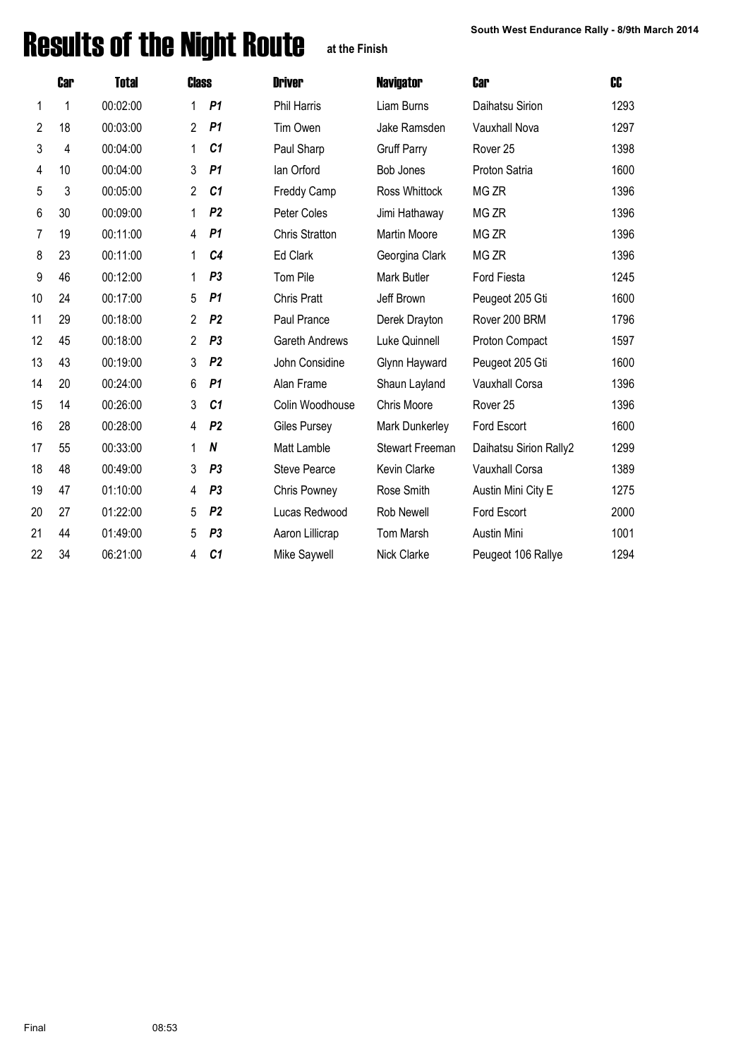# Results of the Night Route at the Finish

**South West Endurance Rally - 8/9th March 2014**

| | Car | Total | Class | | Driver | Navigator | Car | CC |
|---|---|---|---|---|---|---|---|---|
| 1 | 1 | 00:02:00 | 1 | *P1* | Phil Harris | Liam Burns | Daihatsu Sirion | 1293 |
| 2 | 18 | 00:03:00 | 2 | *P1* | Tim Owen | Jake Ramsden | Vauxhall Nova | 1297 |
| 3 | 4 | 00:04:00 | 1 | *C1* | Paul Sharp | Gruff Parry | Rover 25 | 1398 |
| 4 | 10 | 00:04:00 | 3 | *P1* | Ian Orford | Bob Jones | Proton Satria | 1600 |
| 5 | 3 | 00:05:00 | 2 | *C1* | Freddy Camp | Ross Whittock | MG ZR | 1396 |
| 6 | 30 | 00:09:00 | 1 | *P2* | Peter Coles | Jimi Hathaway | MG ZR | 1396 |
| 7 | 19 | 00:11:00 | 4 | *P1* | Chris Stratton | Martin Moore | MG ZR | 1396 |
| 8 | 23 | 00:11:00 | 1 | *C4* | Ed Clark | Georgina Clark | MG ZR | 1396 |
| 9 | 46 | 00:12:00 | 1 | *P3* | Tom Pile | Mark Butler | Ford Fiesta | 1245 |
| 10 | 24 | 00:17:00 | 5 | *P1* | Chris Pratt | Jeff Brown | Peugeot 205 Gti | 1600 |
| 11 | 29 | 00:18:00 | 2 | *P2* | Paul Prance | Derek Drayton | Rover 200 BRM | 1796 |
| 12 | 45 | 00:18:00 | 2 | *P3* | Gareth Andrews | Luke Quinnell | Proton Compact | 1597 |
| 13 | 43 | 00:19:00 | 3 | *P2* | John Considine | Glynn Hayward | Peugeot 205 Gti | 1600 |
| 14 | 20 | 00:24:00 | 6 | *P1* | Alan Frame | Shaun Layland | Vauxhall Corsa | 1396 |
| 15 | 14 | 00:26:00 | 3 | *C1* | Colin Woodhouse | Chris Moore | Rover 25 | 1396 |
| 16 | 28 | 00:28:00 | 4 | *P2* | Giles Pursey | Mark Dunkerley | Ford Escort | 1600 |
| 17 | 55 | 00:33:00 | 1 | *N* | Matt Lamble | Stewart Freeman | Daihatsu Sirion Rally2 | 1299 |
| 18 | 48 | 00:49:00 | 3 | *P3* | Steve Pearce | Kevin Clarke | Vauxhall Corsa | 1389 |
| 19 | 47 | 01:10:00 | 4 | *P3* | Chris Powney | Rose Smith | Austin Mini City E | 1275 |
| 20 | 27 | 01:22:00 | 5 | *P2* | Lucas Redwood | Rob Newell | Ford Escort | 2000 |
| 21 | 44 | 01:49:00 | 5 | *P3* | Aaron Lillicrap | Tom Marsh | Austin Mini | 1001 |
| 22 | 34 | 06:21:00 | 4 | *C1* | Mike Saywell | Nick Clarke | Peugeot 106 Rallye | 1294 |

Final 08:53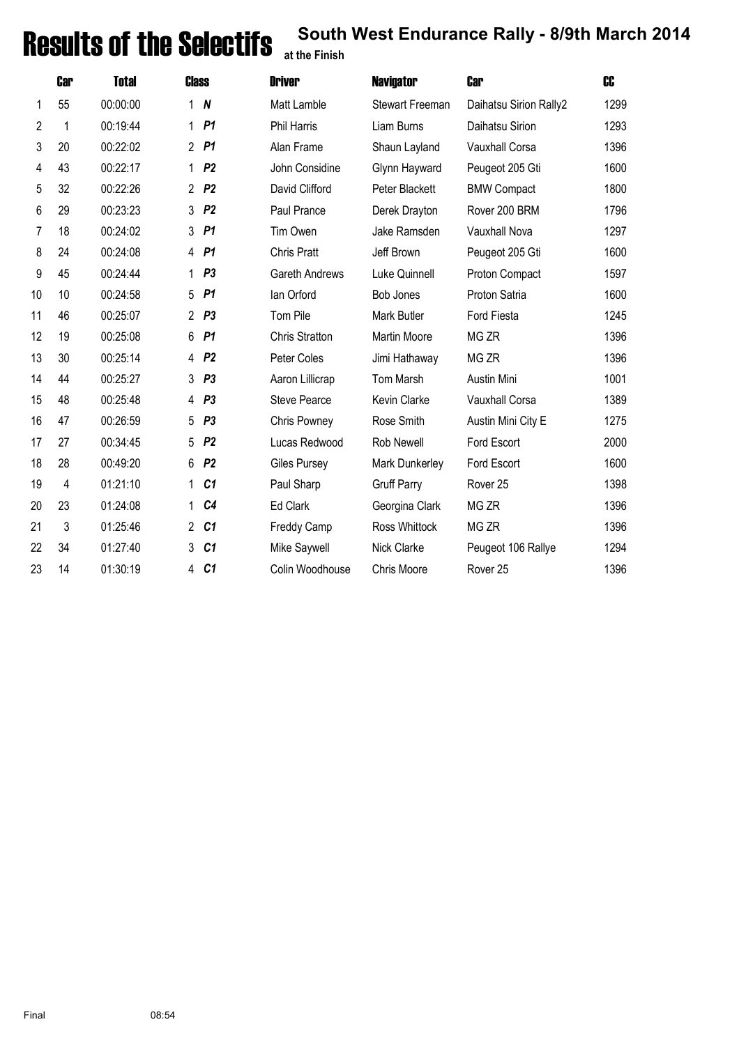# Results of the Selectifs

## South West Endurance Rally - 8/9th March 2014

at the Finish

| | Car | Total | Class | | Driver | Navigator | Car | CC |
|---|---|---|---|---|---|---|---|---|
| 1 | 55 | 00:00:00 | 1 | ***N*** | Matt Lamble | Stewart Freeman | Daihatsu Sirion Rally2 | 1299 |
| 2 | 1 | 00:19:44 | 1 | ***P1*** | Phil Harris | Liam Burns | Daihatsu Sirion | 1293 |
| 3 | 20 | 00:22:02 | 2 | ***P1*** | Alan Frame | Shaun Layland | Vauxhall Corsa | 1396 |
| 4 | 43 | 00:22:17 | 1 | ***P2*** | John Considine | Glynn Hayward | Peugeot 205 Gti | 1600 |
| 5 | 32 | 00:22:26 | 2 | ***P2*** | David Clifford | Peter Blackett | BMW Compact | 1800 |
| 6 | 29 | 00:23:23 | 3 | ***P2*** | Paul Prance | Derek Drayton | Rover 200 BRM | 1796 |
| 7 | 18 | 00:24:02 | 3 | ***P1*** | Tim Owen | Jake Ramsden | Vauxhall Nova | 1297 |
| 8 | 24 | 00:24:08 | 4 | ***P1*** | Chris Pratt | Jeff Brown | Peugeot 205 Gti | 1600 |
| 9 | 45 | 00:24:44 | 1 | ***P3*** | Gareth Andrews | Luke Quinnell | Proton Compact | 1597 |
| 10 | 10 | 00:24:58 | 5 | ***P1*** | Ian Orford | Bob Jones | Proton Satria | 1600 |
| 11 | 46 | 00:25:07 | 2 | ***P3*** | Tom Pile | Mark Butler | Ford Fiesta | 1245 |
| 12 | 19 | 00:25:08 | 6 | ***P1*** | Chris Stratton | Martin Moore | MG ZR | 1396 |
| 13 | 30 | 00:25:14 | 4 | ***P2*** | Peter Coles | Jimi Hathaway | MG ZR | 1396 |
| 14 | 44 | 00:25:27 | 3 | ***P3*** | Aaron Lillicrap | Tom Marsh | Austin Mini | 1001 |
| 15 | 48 | 00:25:48 | 4 | ***P3*** | Steve Pearce | Kevin Clarke | Vauxhall Corsa | 1389 |
| 16 | 47 | 00:26:59 | 5 | ***P3*** | Chris Powney | Rose Smith | Austin Mini City E | 1275 |
| 17 | 27 | 00:34:45 | 5 | ***P2*** | Lucas Redwood | Rob Newell | Ford Escort | 2000 |
| 18 | 28 | 00:49:20 | 6 | ***P2*** | Giles Pursey | Mark Dunkerley | Ford Escort | 1600 |
| 19 | 4 | 01:21:10 | 1 | ***C1*** | Paul Sharp | Gruff Parry | Rover 25 | 1398 |
| 20 | 23 | 01:24:08 | 1 | ***C4*** | Ed Clark | Georgina Clark | MG ZR | 1396 |
| 21 | 3 | 01:25:46 | 2 | ***C1*** | Freddy Camp | Ross Whittock | MG ZR | 1396 |
| 22 | 34 | 01:27:40 | 3 | ***C1*** | Mike Saywell | Nick Clarke | Peugeot 106 Rallye | 1294 |
| 23 | 14 | 01:30:19 | 4 | ***C1*** | Colin Woodhouse | Chris Moore | Rover 25 | 1396 |

Final 08:54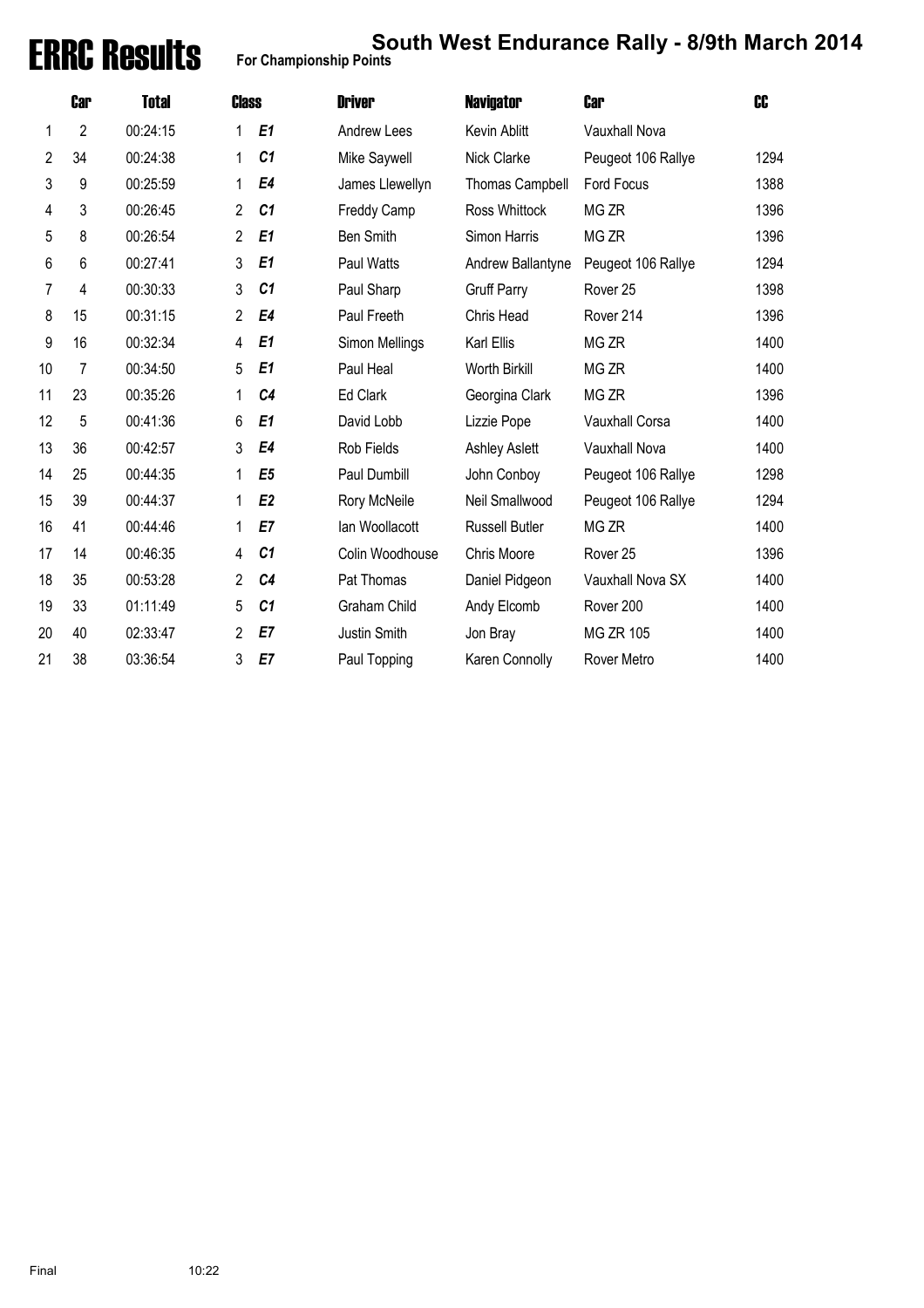# ERRC Results

**For Championship Points**

## South West Endurance Rally - 8/9th March 2014

| | Car | Total | Class | | Driver | Navigator | Car | CC |
|---|---|---|---|---|---|---|---|---|
| 1 | 2 | 00:24:15 | 1 | *E1* | Andrew Lees | Kevin Ablitt | Vauxhall Nova | |
| 2 | 34 | 00:24:38 | 1 | *C1* | Mike Saywell | Nick Clarke | Peugeot 106 Rallye | 1294 |
| 3 | 9 | 00:25:59 | 1 | *E4* | James Llewellyn | Thomas Campbell | Ford Focus | 1388 |
| 4 | 3 | 00:26:45 | 2 | *C1* | Freddy Camp | Ross Whittock | MG ZR | 1396 |
| 5 | 8 | 00:26:54 | 2 | *E1* | Ben Smith | Simon Harris | MG ZR | 1396 |
| 6 | 6 | 00:27:41 | 3 | *E1* | Paul Watts | Andrew Ballantyne | Peugeot 106 Rallye | 1294 |
| 7 | 4 | 00:30:33 | 3 | *C1* | Paul Sharp | Gruff Parry | Rover 25 | 1398 |
| 8 | 15 | 00:31:15 | 2 | *E4* | Paul Freeth | Chris Head | Rover 214 | 1396 |
| 9 | 16 | 00:32:34 | 4 | *E1* | Simon Mellings | Karl Ellis | MG ZR | 1400 |
| 10 | 7 | 00:34:50 | 5 | *E1* | Paul Heal | Worth Birkill | MG ZR | 1400 |
| 11 | 23 | 00:35:26 | 1 | *C4* | Ed Clark | Georgina Clark | MG ZR | 1396 |
| 12 | 5 | 00:41:36 | 6 | *E1* | David Lobb | Lizzie Pope | Vauxhall Corsa | 1400 |
| 13 | 36 | 00:42:57 | 3 | *E4* | Rob Fields | Ashley Aslett | Vauxhall Nova | 1400 |
| 14 | 25 | 00:44:35 | 1 | *E5* | Paul Dumbill | John Conboy | Peugeot 106 Rallye | 1298 |
| 15 | 39 | 00:44:37 | 1 | *E2* | Rory McNeile | Neil Smallwood | Peugeot 106 Rallye | 1294 |
| 16 | 41 | 00:44:46 | 1 | *E7* | Ian Woollacott | Russell Butler | MG ZR | 1400 |
| 17 | 14 | 00:46:35 | 4 | *C1* | Colin Woodhouse | Chris Moore | Rover 25 | 1396 |
| 18 | 35 | 00:53:28 | 2 | *C4* | Pat Thomas | Daniel Pidgeon | Vauxhall Nova SX | 1400 |
| 19 | 33 | 01:11:49 | 5 | *C1* | Graham Child | Andy Elcomb | Rover 200 | 1400 |
| 20 | 40 | 02:33:47 | 2 | *E7* | Justin Smith | Jon Bray | MG ZR 105 | 1400 |
| 21 | 38 | 03:36:54 | 3 | *E7* | Paul Topping | Karen Connolly | Rover Metro | 1400 |

Final 10:22